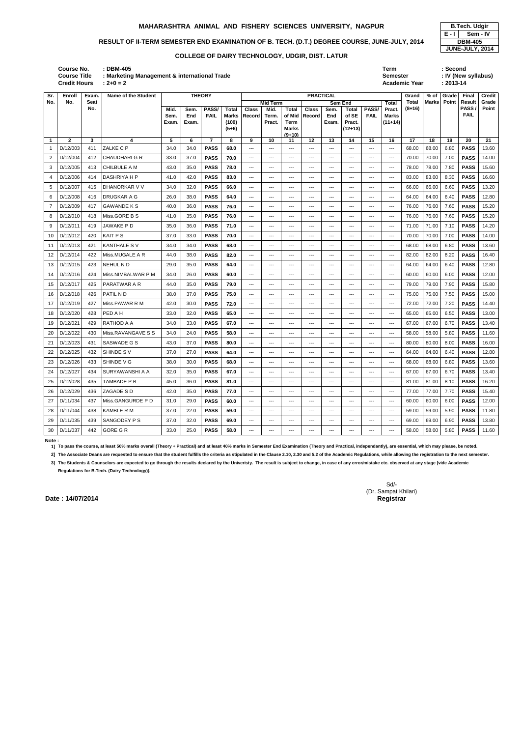# MAHARASHTRA ANIMAL AND FISHERY SCIENCES UNIVERSITY, NAGPUR

| B.Tech. Udgir | |
|---|---|
| E - I | Sem - IV |
| DBM-405 | |
| JUNE-JULY, 2014 | |

## RESULT OF II-TERM SEMESTER END EXAMINATION OF B. TECH. (D.T.) DEGREE COURSE, JUNE-JULY, 2014

### COLLEGE OF DAIRY TECHNOLOGY, UDGIR, DIST. LATUR

**Course No.** : **DBM-405**
**Course Title** : **Marketing Management & international Trade**
**Credit Hours** : **2+0 = 2**

**Term** : **Second**
**Semester** : **IV (New syllabus)**
**Academic Year** : **2013-14**

| Sr. No. | Enroll No. | Exam. Seat No. | Name of the Student | THEORY | | | | PRACTICAL | | | | | | | | Grand Total (8+16) | % of Marks | Grade Point | Final Result PASS / FAIL | Credit Grade Point |
|---|---|---|---|---|---|---|---|---|---|---|---|---|---|---|---|---|---|---|---|---|
| | | | | Mid. Sem. Exam. | Sem. End Exam. | PASS/ FAIL | Total Marks (100) (5+6) | Mid Term | | | Sem End | | | | Total Pract. Marks (11+14) | | | | | |
| | | | | | | | | Class Record | Mid. Term. Pract. | Total of Mid Term Marks (9+10) | Class Record | Sem. End Exam. | Total of SE Pract. (12+13) | PASS/ FAIL | | | | | | |
| 1 | 2 | 3 | 4 | 5 | 6 | 7 | 8 | 9 | 10 | 11 | 12 | 13 | 14 | 15 | 16 | 17 | 18 | 19 | 20 | 21 |
| 1 | D/12/003 | 411 | ZALKE C P | 34.0 | 34.0 | **PASS** | **68.0** | --- | --- | --- | --- | --- | --- | --- | --- | 68.00 | 68.00 | 6.80 | **PASS** | 13.60 |
| 2 | D/12/004 | 412 | CHAUDHARI G R | 33.0 | 37.0 | **PASS** | **70.0** | --- | --- | --- | --- | --- | --- | --- | --- | 70.00 | 70.00 | 7.00 | **PASS** | 14.00 |
| 3 | D/12/005 | 413 | CHILBULE A M | 43.0 | 35.0 | **PASS** | **78.0** | --- | --- | --- | --- | --- | --- | --- | --- | 78.00 | 78.00 | 7.80 | **PASS** | 15.60 |
| 4 | D/12/006 | 414 | DASHRIYA H P | 41.0 | 42.0 | **PASS** | **83.0** | --- | --- | --- | --- | --- | --- | --- | --- | 83.00 | 83.00 | 8.30 | **PASS** | 16.60 |
| 5 | D/12/007 | 415 | DHANORKAR V V | 34.0 | 32.0 | **PASS** | **66.0** | --- | --- | --- | --- | --- | --- | --- | --- | 66.00 | 66.00 | 6.60 | **PASS** | 13.20 |
| 6 | D/12/008 | 416 | DRUGKAR A G | 26.0 | 38.0 | **PASS** | **64.0** | --- | --- | --- | --- | --- | --- | --- | --- | 64.00 | 64.00 | 6.40 | **PASS** | 12.80 |
| 7 | D/12/009 | 417 | GAWANDE K S | 40.0 | 36.0 | **PASS** | **76.0** | --- | --- | --- | --- | --- | --- | --- | --- | 76.00 | 76.00 | 7.60 | **PASS** | 15.20 |
| 8 | D/12/010 | 418 | Miss.GORE B S | 41.0 | 35.0 | **PASS** | **76.0** | --- | --- | --- | --- | --- | --- | --- | --- | 76.00 | 76.00 | 7.60 | **PASS** | 15.20 |
| 9 | D/12/011 | 419 | JAWAKE P D | 35.0 | 36.0 | **PASS** | **71.0** | --- | --- | --- | --- | --- | --- | --- | --- | 71.00 | 71.00 | 7.10 | **PASS** | 14.20 |
| 10 | D/12/012 | 420 | KAIT P S | 37.0 | 33.0 | **PASS** | **70.0** | --- | --- | --- | --- | --- | --- | --- | --- | 70.00 | 70.00 | 7.00 | **PASS** | 14.00 |
| 11 | D/12/013 | 421 | KANTHALE S V | 34.0 | 34.0 | **PASS** | **68.0** | --- | --- | --- | --- | --- | --- | --- | --- | 68.00 | 68.00 | 6.80 | **PASS** | 13.60 |
| 12 | D/12/014 | 422 | Miss.MUGALE A R | 44.0 | 38.0 | **PASS** | **82.0** | --- | --- | --- | --- | --- | --- | --- | --- | 82.00 | 82.00 | 8.20 | **PASS** | 16.40 |
| 13 | D/12/015 | 423 | NEHUL N D | 29.0 | 35.0 | **PASS** | **64.0** | --- | --- | --- | --- | --- | --- | --- | --- | 64.00 | 64.00 | 6.40 | **PASS** | 12.80 |
| 14 | D/12/016 | 424 | Miss.NIMBALWAR P M | 34.0 | 26.0 | **PASS** | **60.0** | --- | --- | --- | --- | --- | --- | --- | --- | 60.00 | 60.00 | 6.00 | **PASS** | 12.00 |
| 15 | D/12/017 | 425 | PARATWAR A R | 44.0 | 35.0 | **PASS** | **79.0** | --- | --- | --- | --- | --- | --- | --- | --- | 79.00 | 79.00 | 7.90 | **PASS** | 15.80 |
| 16 | D/12/018 | 426 | PATIL N D | 38.0 | 37.0 | **PASS** | **75.0** | --- | --- | --- | --- | --- | --- | --- | --- | 75.00 | 75.00 | 7.50 | **PASS** | 15.00 |
| 17 | D/12/019 | 427 | Miss.PAWAR R M | 42.0 | 30.0 | **PASS** | **72.0** | --- | --- | --- | --- | --- | --- | --- | --- | 72.00 | 72.00 | 7.20 | **PASS** | 14.40 |
| 18 | D/12/020 | 428 | PED A H | 33.0 | 32.0 | **PASS** | **65.0** | --- | --- | --- | --- | --- | --- | --- | --- | 65.00 | 65.00 | 6.50 | **PASS** | 13.00 |
| 19 | D/12/021 | 429 | RATHOD A A | 34.0 | 33.0 | **PASS** | **67.0** | --- | --- | --- | --- | --- | --- | --- | --- | 67.00 | 67.00 | 6.70 | **PASS** | 13.40 |
| 20 | D/12/022 | 430 | Miss.RAVANGAVE S S | 34.0 | 24.0 | **PASS** | **58.0** | --- | --- | --- | --- | --- | --- | --- | --- | 58.00 | 58.00 | 5.80 | **PASS** | 11.60 |
| 21 | D/12/023 | 431 | SASWADE G S | 43.0 | 37.0 | **PASS** | **80.0** | --- | --- | --- | --- | --- | --- | --- | --- | 80.00 | 80.00 | 8.00 | **PASS** | 16.00 |
| 22 | D/12/025 | 432 | SHINDE S V | 37.0 | 27.0 | **PASS** | **64.0** | --- | --- | --- | --- | --- | --- | --- | --- | 64.00 | 64.00 | 6.40 | **PASS** | 12.80 |
| 23 | D/12/026 | 433 | SHINDE V G | 38.0 | 30.0 | **PASS** | **68.0** | --- | --- | --- | --- | --- | --- | --- | --- | 68.00 | 68.00 | 6.80 | **PASS** | 13.60 |
| 24 | D/12/027 | 434 | SURYAWANSHI A A | 32.0 | 35.0 | **PASS** | **67.0** | --- | --- | --- | --- | --- | --- | --- | --- | 67.00 | 67.00 | 6.70 | **PASS** | 13.40 |
| 25 | D/12/028 | 435 | TAMBADE P B | 45.0 | 36.0 | **PASS** | **81.0** | --- | --- | --- | --- | --- | --- | --- | --- | 81.00 | 81.00 | 8.10 | **PASS** | 16.20 |
| 26 | D/12/029 | 436 | ZAGADE S D | 42.0 | 35.0 | **PASS** | **77.0** | --- | --- | --- | --- | --- | --- | --- | --- | 77.00 | 77.00 | 7.70 | **PASS** | 15.40 |
| 27 | D/11/034 | 437 | Miss.GANGURDE P D | 31.0 | 29.0 | **PASS** | **60.0** | --- | --- | --- | --- | --- | --- | --- | --- | 60.00 | 60.00 | 6.00 | **PASS** | 12.00 |
| 28 | D/11/044 | 438 | KAMBLE R M | 37.0 | 22.0 | **PASS** | **59.0** | --- | --- | --- | --- | --- | --- | --- | --- | 59.00 | 59.00 | 5.90 | **PASS** | 11.80 |
| 29 | D/11/035 | 439 | SANGODEY P S | 37.0 | 32.0 | **PASS** | **69.0** | --- | --- | --- | --- | --- | --- | --- | --- | 69.00 | 69.00 | 6.90 | **PASS** | 13.80 |
| 30 | D/11/037 | 442 | GORE G R | 33.0 | 25.0 | **PASS** | **58.0** | --- | --- | --- | --- | --- | --- | --- | --- | 58.00 | 58.00 | 5.80 | **PASS** | 11.60 |

**Note :**

**1] To pass the course, at least 50% marks overall (Theory + Practical) and at least 40% marks in Semester End Examination (Theory and Practical, independantly), are essential, which may please, be noted.**

**2] The Associate Deans are requested to ensure that the student fulfills the criteria as stipulated in the Clause 2.10, 2.30 and 5.2 of the Academic Regulations, while allowing the registration to the next semester.**

**3] The Students & Counselors are expected to go through the results declared by the Univeristy. The result is subject to change, in case of any error/mistake etc. observed at any stage [vide Academic Regulations for B.Tech. (Dairy Technology)].**

**Date : 14/07/2014**

Sd/-
(Dr. Sampat Khilari)
**Registrar**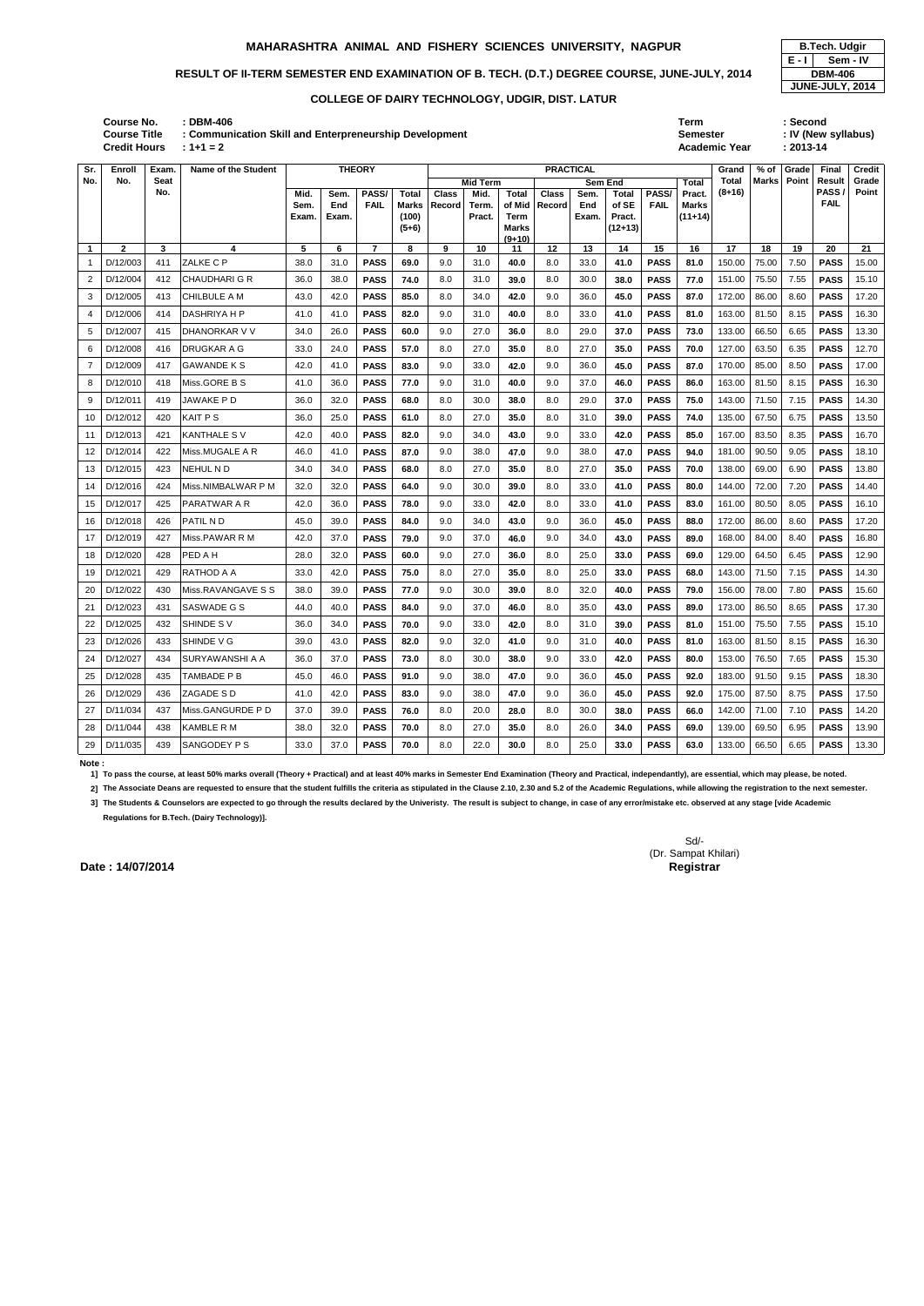# MAHARASHTRA ANIMAL AND FISHERY SCIENCES UNIVERSITY, NAGPUR

| B.Tech. Udgir | |
|---|---|
| E - I | Sem - IV |
| DBM-406 | |
| JUNE-JULY, 2014 | |

## RESULT OF II-TERM SEMESTER END EXAMINATION OF B. TECH. (D.T.) DEGREE COURSE, JUNE-JULY, 2014

### COLLEGE OF DAIRY TECHNOLOGY, UDGIR, DIST. LATUR

**Course No.** : **DBM-406**
**Course Title** : **Communication Skill and Enterpreneurship Development**
**Credit Hours** : **1+1 = 2**

**Term** : **Second**
**Semester** : **IV (New syllabus)**
**Academic Year** : **2013-14**

| Sr. No. | Enroll No. | Exam. Seat No. | Name of the Student | THEORY | | | | PRACTICAL | | | | | | | | Grand Total (8+16) | % of Marks | Grade Point | Final Result PASS / FAIL | Credit Grade Point |
|---|---|---|---|---|---|---|---|---|---|---|---|---|---|---|---|---|---|---|---|---|
| | | | | Mid. Sem. Exam. | Sem. End Exam. | PASS/ FAIL | Total Marks (100) (5+6) | Mid Term | | | Sem End | | | | Total Pract. Marks (11+14) | | | | | |
| | | | | | | | | Class Record | Mid. Term. Pract. | Total of Mid Term Marks (9+10) | Class Record | Sem. End Exam. | Total of SE Pract. (12+13) | PASS/ FAIL | | | | | | |
| 1 | 2 | 3 | 4 | 5 | 6 | 7 | 8 | 9 | 10 | 11 | 12 | 13 | 14 | 15 | 16 | 17 | 18 | 19 | 20 | 21 |
| 1 | D/12/003 | 411 | ZALKE C P | 38.0 | 31.0 | PASS | 69.0 | 9.0 | 31.0 | 40.0 | 8.0 | 33.0 | 41.0 | PASS | 81.0 | 150.00 | 75.00 | 7.50 | PASS | 15.00 |
| 2 | D/12/004 | 412 | CHAUDHARI G R | 36.0 | 38.0 | PASS | 74.0 | 8.0 | 31.0 | 39.0 | 8.0 | 30.0 | 38.0 | PASS | 77.0 | 151.00 | 75.50 | 7.55 | PASS | 15.10 |
| 3 | D/12/005 | 413 | CHILBULE A M | 43.0 | 42.0 | PASS | 85.0 | 8.0 | 34.0 | 42.0 | 9.0 | 36.0 | 45.0 | PASS | 87.0 | 172.00 | 86.00 | 8.60 | PASS | 17.20 |
| 4 | D/12/006 | 414 | DASHRIYA H P | 41.0 | 41.0 | PASS | 82.0 | 9.0 | 31.0 | 40.0 | 8.0 | 33.0 | 41.0 | PASS | 81.0 | 163.00 | 81.50 | 8.15 | PASS | 16.30 |
| 5 | D/12/007 | 415 | DHANORKAR V V | 34.0 | 26.0 | PASS | 60.0 | 9.0 | 27.0 | 36.0 | 8.0 | 29.0 | 37.0 | PASS | 73.0 | 133.00 | 66.50 | 6.65 | PASS | 13.30 |
| 6 | D/12/008 | 416 | DRUGKAR A G | 33.0 | 24.0 | PASS | 57.0 | 8.0 | 27.0 | 35.0 | 8.0 | 27.0 | 35.0 | PASS | 70.0 | 127.00 | 63.50 | 6.35 | PASS | 12.70 |
| 7 | D/12/009 | 417 | GAWANDE K S | 42.0 | 41.0 | PASS | 83.0 | 9.0 | 33.0 | 42.0 | 9.0 | 36.0 | 45.0 | PASS | 87.0 | 170.00 | 85.00 | 8.50 | PASS | 17.00 |
| 8 | D/12/010 | 418 | Miss.GORE B S | 41.0 | 36.0 | PASS | 77.0 | 9.0 | 31.0 | 40.0 | 9.0 | 37.0 | 46.0 | PASS | 86.0 | 163.00 | 81.50 | 8.15 | PASS | 16.30 |
| 9 | D/12/011 | 419 | JAWAKE P D | 36.0 | 32.0 | PASS | 68.0 | 8.0 | 30.0 | 38.0 | 8.0 | 29.0 | 37.0 | PASS | 75.0 | 143.00 | 71.50 | 7.15 | PASS | 14.30 |
| 10 | D/12/012 | 420 | KAIT P S | 36.0 | 25.0 | PASS | 61.0 | 8.0 | 27.0 | 35.0 | 8.0 | 31.0 | 39.0 | PASS | 74.0 | 135.00 | 67.50 | 6.75 | PASS | 13.50 |
| 11 | D/12/013 | 421 | KANTHALE S V | 42.0 | 40.0 | PASS | 82.0 | 9.0 | 34.0 | 43.0 | 9.0 | 33.0 | 42.0 | PASS | 85.0 | 167.00 | 83.50 | 8.35 | PASS | 16.70 |
| 12 | D/12/014 | 422 | Miss.MUGALE A R | 46.0 | 41.0 | PASS | 87.0 | 9.0 | 38.0 | 47.0 | 9.0 | 38.0 | 47.0 | PASS | 94.0 | 181.00 | 90.50 | 9.05 | PASS | 18.10 |
| 13 | D/12/015 | 423 | NEHUL N D | 34.0 | 34.0 | PASS | 68.0 | 8.0 | 27.0 | 35.0 | 8.0 | 27.0 | 35.0 | PASS | 70.0 | 138.00 | 69.00 | 6.90 | PASS | 13.80 |
| 14 | D/12/016 | 424 | Miss.NIMBALWAR P M | 32.0 | 32.0 | PASS | 64.0 | 9.0 | 30.0 | 39.0 | 8.0 | 33.0 | 41.0 | PASS | 80.0 | 144.00 | 72.00 | 7.20 | PASS | 14.40 |
| 15 | D/12/017 | 425 | PARATWAR A R | 42.0 | 36.0 | PASS | 78.0 | 9.0 | 33.0 | 42.0 | 8.0 | 33.0 | 41.0 | PASS | 83.0 | 161.00 | 80.50 | 8.05 | PASS | 16.10 |
| 16 | D/12/018 | 426 | PATIL N D | 45.0 | 39.0 | PASS | 84.0 | 9.0 | 34.0 | 43.0 | 9.0 | 36.0 | 45.0 | PASS | 88.0 | 172.00 | 86.00 | 8.60 | PASS | 17.20 |
| 17 | D/12/019 | 427 | Miss.PAWAR R M | 42.0 | 37.0 | PASS | 79.0 | 9.0 | 37.0 | 46.0 | 9.0 | 34.0 | 43.0 | PASS | 89.0 | 168.00 | 84.00 | 8.40 | PASS | 16.80 |
| 18 | D/12/020 | 428 | PED A H | 28.0 | 32.0 | PASS | 60.0 | 9.0 | 27.0 | 36.0 | 8.0 | 25.0 | 33.0 | PASS | 69.0 | 129.00 | 64.50 | 6.45 | PASS | 12.90 |
| 19 | D/12/021 | 429 | RATHOD A A | 33.0 | 42.0 | PASS | 75.0 | 8.0 | 27.0 | 35.0 | 8.0 | 25.0 | 33.0 | PASS | 68.0 | 143.00 | 71.50 | 7.15 | PASS | 14.30 |
| 20 | D/12/022 | 430 | Miss.RAVANGAVE S S | 38.0 | 39.0 | PASS | 77.0 | 9.0 | 30.0 | 39.0 | 8.0 | 32.0 | 40.0 | PASS | 79.0 | 156.00 | 78.00 | 7.80 | PASS | 15.60 |
| 21 | D/12/023 | 431 | SASWADE G S | 44.0 | 40.0 | PASS | 84.0 | 9.0 | 37.0 | 46.0 | 8.0 | 35.0 | 43.0 | PASS | 89.0 | 173.00 | 86.50 | 8.65 | PASS | 17.30 |
| 22 | D/12/025 | 432 | SHINDE S V | 36.0 | 34.0 | PASS | 70.0 | 9.0 | 33.0 | 42.0 | 8.0 | 31.0 | 39.0 | PASS | 81.0 | 151.00 | 75.50 | 7.55 | PASS | 15.10 |
| 23 | D/12/026 | 433 | SHINDE V G | 39.0 | 43.0 | PASS | 82.0 | 9.0 | 32.0 | 41.0 | 9.0 | 31.0 | 40.0 | PASS | 81.0 | 163.00 | 81.50 | 8.15 | PASS | 16.30 |
| 24 | D/12/027 | 434 | SURYAWANSHI A A | 36.0 | 37.0 | PASS | 73.0 | 8.0 | 30.0 | 38.0 | 9.0 | 33.0 | 42.0 | PASS | 80.0 | 153.00 | 76.50 | 7.65 | PASS | 15.30 |
| 25 | D/12/028 | 435 | TAMBADE P B | 45.0 | 46.0 | PASS | 91.0 | 9.0 | 38.0 | 47.0 | 9.0 | 36.0 | 45.0 | PASS | 92.0 | 183.00 | 91.50 | 9.15 | PASS | 18.30 |
| 26 | D/12/029 | 436 | ZAGADE S D | 41.0 | 42.0 | PASS | 83.0 | 9.0 | 38.0 | 47.0 | 9.0 | 36.0 | 45.0 | PASS | 92.0 | 175.00 | 87.50 | 8.75 | PASS | 17.50 |
| 27 | D/11/034 | 437 | Miss.GANGURDE P D | 37.0 | 39.0 | PASS | 76.0 | 8.0 | 20.0 | 28.0 | 8.0 | 30.0 | 38.0 | PASS | 66.0 | 142.00 | 71.00 | 7.10 | PASS | 14.20 |
| 28 | D/11/044 | 438 | KAMBLE R M | 38.0 | 32.0 | PASS | 70.0 | 8.0 | 27.0 | 35.0 | 8.0 | 26.0 | 34.0 | PASS | 69.0 | 139.00 | 69.50 | 6.95 | PASS | 13.90 |
| 29 | D/11/035 | 439 | SANGODEY P S | 33.0 | 37.0 | PASS | 70.0 | 8.0 | 22.0 | 30.0 | 8.0 | 25.0 | 33.0 | PASS | 63.0 | 133.00 | 66.50 | 6.65 | PASS | 13.30 |

**Note :**

**1] To pass the course, at least 50% marks overall (Theory + Practical) and at least 40% marks in Semester End Examination (Theory and Practical, independently), are essential, which may please, be noted.**

**2] The Associate Deans are requested to ensure that the student fulfills the criteria as stipulated in the Clause 2.10, 2.30 and 5.2 of the Academic Regulations, while allowing the registration to the next semester.**

**3] The Students & Counselors are expected to go through the results declared by the Univeristy. The result is subject to change, in case of any error/mistake etc. observed at any stage [vide Academic Regulations for B.Tech. (Dairy Technology)].**

Sd/-
(Dr. Sampat Khilari)
**Registrar**

**Date : 14/07/2014**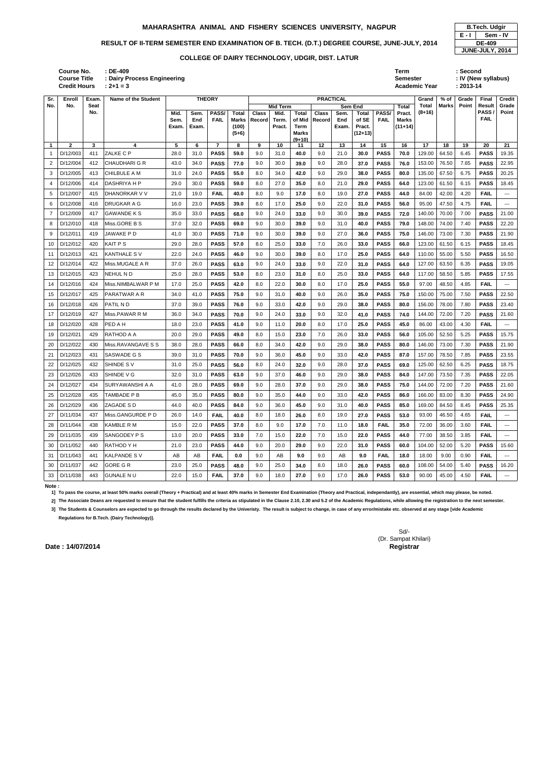# MAHARASHTRA ANIMAL AND FISHERY SCIENCES UNIVERSITY, NAGPUR

| B.Tech. Udgir | |
|---|---|
| E - I | Sem - IV |
| DE-409 | |
| JUNE-JULY, 2014 | |

## RESULT OF II-TERM SEMESTER END EXAMINATION OF B. TECH. (D.T.) DEGREE COURSE, JUNE-JULY, 2014

### COLLEGE OF DAIRY TECHNOLOGY, UDGIR, DIST. LATUR

**Course No.** : DE-409
**Course Title** : Dairy Process Engineering
**Credit Hours** : 2+1 = 3

**Term** : Second
**Semester** : IV (New syllabus)
**Academic Year** : 2013-14

| Sr. No. | Enroll No. | Exam. Seat No. | Name of the Student | THEORY | | | | PRACTICAL | | | | | | | | Grand Total (8+16) | % of Marks | Grade Point | Final Result PASS / FAIL | Credit Grade Point |
|---|---|---|---|---|---|---|---|---|---|---|---|---|---|---|---|---|---|---|---|---|
| | | | | Mid. Sem. Exam. | Sem. End Exam. | PASS/ FAIL | Total Marks (100) (5+6) | Mid Term | | | Sem End | | | | Total Pract. Marks (11+14) | | | | | |
| | | | | | | | | Class Record | Mid. Term. Pract. | Total of Mid Term Marks (9+10) | Class Record | Sem. End Exam. | Total of SE Pract. (12+13) | PASS/ FAIL | | | | | | |
| 1 | 2 | 3 | 4 | 5 | 6 | 7 | 8 | 9 | 10 | 11 | 12 | 13 | 14 | 15 | 16 | 17 | 18 | 19 | 20 | 21 |
| 1 | D/12/003 | 411 | ZALKE C P | 28.0 | 31.0 | PASS | 59.0 | 9.0 | 31.0 | 40.0 | 9.0 | 21.0 | 30.0 | PASS | 70.0 | 129.00 | 64.50 | 6.45 | PASS | 19.35 |
| 2 | D/12/004 | 412 | CHAUDHARI G R | 43.0 | 34.0 | PASS | 77.0 | 9.0 | 30.0 | 39.0 | 9.0 | 28.0 | 37.0 | PASS | 76.0 | 153.00 | 76.50 | 7.65 | PASS | 22.95 |
| 3 | D/12/005 | 413 | CHILBULE A M | 31.0 | 24.0 | PASS | 55.0 | 8.0 | 34.0 | 42.0 | 9.0 | 29.0 | 38.0 | PASS | 80.0 | 135.00 | 67.50 | 6.75 | PASS | 20.25 |
| 4 | D/12/006 | 414 | DASHRIYA H P | 29.0 | 30.0 | PASS | 59.0 | 8.0 | 27.0 | 35.0 | 8.0 | 21.0 | 29.0 | PASS | 64.0 | 123.00 | 61.50 | 6.15 | PASS | 18.45 |
| 5 | D/12/007 | 415 | DHANORKAR V V | 21.0 | 19.0 | FAIL | 40.0 | 8.0 | 9.0 | 17.0 | 8.0 | 19.0 | 27.0 | PASS | 44.0 | 84.00 | 42.00 | 4.20 | FAIL | --- |
| 6 | D/12/008 | 416 | DRUGKAR A G | 16.0 | 23.0 | PASS | 39.0 | 8.0 | 17.0 | 25.0 | 9.0 | 22.0 | 31.0 | PASS | 56.0 | 95.00 | 47.50 | 4.75 | FAIL | --- |
| 7 | D/12/009 | 417 | GAWANDE K S | 35.0 | 33.0 | PASS | 68.0 | 9.0 | 24.0 | 33.0 | 9.0 | 30.0 | 39.0 | PASS | 72.0 | 140.00 | 70.00 | 7.00 | PASS | 21.00 |
| 8 | D/12/010 | 418 | Miss.GORE B S | 37.0 | 32.0 | PASS | 69.0 | 9.0 | 30.0 | 39.0 | 9.0 | 31.0 | 40.0 | PASS | 79.0 | 148.00 | 74.00 | 7.40 | PASS | 22.20 |
| 9 | D/12/011 | 419 | JAWAKE P D | 41.0 | 30.0 | PASS | 71.0 | 9.0 | 30.0 | 39.0 | 9.0 | 27.0 | 36.0 | PASS | 75.0 | 146.00 | 73.00 | 7.30 | PASS | 21.90 |
| 10 | D/12/012 | 420 | KAIT P S | 29.0 | 28.0 | PASS | 57.0 | 8.0 | 25.0 | 33.0 | 7.0 | 26.0 | 33.0 | PASS | 66.0 | 123.00 | 61.50 | 6.15 | PASS | 18.45 |
| 11 | D/12/013 | 421 | KANTHALE S V | 22.0 | 24.0 | PASS | 46.0 | 9.0 | 30.0 | 39.0 | 8.0 | 17.0 | 25.0 | PASS | 64.0 | 110.00 | 55.00 | 5.50 | PASS | 16.50 |
| 12 | D/12/014 | 422 | Miss.MUGALE A R | 37.0 | 26.0 | PASS | 63.0 | 9.0 | 24.0 | 33.0 | 9.0 | 22.0 | 31.0 | PASS | 64.0 | 127.00 | 63.50 | 6.35 | PASS | 19.05 |
| 13 | D/12/015 | 423 | NEHUL N D | 25.0 | 28.0 | PASS | 53.0 | 8.0 | 23.0 | 31.0 | 8.0 | 25.0 | 33.0 | PASS | 64.0 | 117.00 | 58.50 | 5.85 | PASS | 17.55 |
| 14 | D/12/016 | 424 | Miss.NIMBALWAR P M | 17.0 | 25.0 | PASS | 42.0 | 8.0 | 22.0 | 30.0 | 8.0 | 17.0 | 25.0 | PASS | 55.0 | 97.00 | 48.50 | 4.85 | FAIL | --- |
| 15 | D/12/017 | 425 | PARATWAR A R | 34.0 | 41.0 | PASS | 75.0 | 9.0 | 31.0 | 40.0 | 9.0 | 26.0 | 35.0 | PASS | 75.0 | 150.00 | 75.00 | 7.50 | PASS | 22.50 |
| 16 | D/12/018 | 426 | PATIL N D | 37.0 | 39.0 | PASS | 76.0 | 9.0 | 33.0 | 42.0 | 9.0 | 29.0 | 38.0 | PASS | 80.0 | 156.00 | 78.00 | 7.80 | PASS | 23.40 |
| 17 | D/12/019 | 427 | Miss.PAWAR R M | 36.0 | 34.0 | PASS | 70.0 | 9.0 | 24.0 | 33.0 | 9.0 | 32.0 | 41.0 | PASS | 74.0 | 144.00 | 72.00 | 7.20 | PASS | 21.60 |
| 18 | D/12/020 | 428 | PED A H | 18.0 | 23.0 | PASS | 41.0 | 9.0 | 11.0 | 20.0 | 8.0 | 17.0 | 25.0 | PASS | 45.0 | 86.00 | 43.00 | 4.30 | FAIL | --- |
| 19 | D/12/021 | 429 | RATHOD A A | 20.0 | 29.0 | PASS | 49.0 | 8.0 | 15.0 | 23.0 | 7.0 | 26.0 | 33.0 | PASS | 56.0 | 105.00 | 52.50 | 5.25 | PASS | 15.75 |
| 20 | D/12/022 | 430 | Miss.RAVANGAVE S S | 38.0 | 28.0 | PASS | 66.0 | 8.0 | 34.0 | 42.0 | 9.0 | 29.0 | 38.0 | PASS | 80.0 | 146.00 | 73.00 | 7.30 | PASS | 21.90 |
| 21 | D/12/023 | 431 | SASWADE G S | 39.0 | 31.0 | PASS | 70.0 | 9.0 | 36.0 | 45.0 | 9.0 | 33.0 | 42.0 | PASS | 87.0 | 157.00 | 78.50 | 7.85 | PASS | 23.55 |
| 22 | D/12/025 | 432 | SHINDE S V | 31.0 | 25.0 | PASS | 56.0 | 8.0 | 24.0 | 32.0 | 9.0 | 28.0 | 37.0 | PASS | 69.0 | 125.00 | 62.50 | 6.25 | PASS | 18.75 |
| 23 | D/12/026 | 433 | SHINDE V G | 32.0 | 31.0 | PASS | 63.0 | 9.0 | 37.0 | 46.0 | 9.0 | 29.0 | 38.0 | PASS | 84.0 | 147.00 | 73.50 | 7.35 | PASS | 22.05 |
| 24 | D/12/027 | 434 | SURYAWANSHI A A | 41.0 | 28.0 | PASS | 69.0 | 9.0 | 28.0 | 37.0 | 9.0 | 29.0 | 38.0 | PASS | 75.0 | 144.00 | 72.00 | 7.20 | PASS | 21.60 |
| 25 | D/12/028 | 435 | TAMBADE P B | 45.0 | 35.0 | PASS | 80.0 | 9.0 | 35.0 | 44.0 | 9.0 | 33.0 | 42.0 | PASS | 86.0 | 166.00 | 83.00 | 8.30 | PASS | 24.90 |
| 26 | D/12/029 | 436 | ZAGADE S D | 44.0 | 40.0 | PASS | 84.0 | 9.0 | 36.0 | 45.0 | 9.0 | 31.0 | 40.0 | PASS | 85.0 | 169.00 | 84.50 | 8.45 | PASS | 25.35 |
| 27 | D/11/034 | 437 | Miss.GANGURDE P D | 26.0 | 14.0 | FAIL | 40.0 | 8.0 | 18.0 | 26.0 | 8.0 | 19.0 | 27.0 | PASS | 53.0 | 93.00 | 46.50 | 4.65 | FAIL | --- |
| 28 | D/11/044 | 438 | KAMBLE R M | 15.0 | 22.0 | PASS | 37.0 | 8.0 | 9.0 | 17.0 | 7.0 | 11.0 | 18.0 | FAIL | 35.0 | 72.00 | 36.00 | 3.60 | FAIL | --- |
| 29 | D/11/035 | 439 | SANGODEY P S | 13.0 | 20.0 | PASS | 33.0 | 7.0 | 15.0 | 22.0 | 7.0 | 15.0 | 22.0 | PASS | 44.0 | 77.00 | 38.50 | 3.85 | FAIL | --- |
| 30 | D/11/052 | 440 | RATHOD Y H | 21.0 | 23.0 | PASS | 44.0 | 9.0 | 20.0 | 29.0 | 9.0 | 22.0 | 31.0 | PASS | 60.0 | 104.00 | 52.00 | 5.20 | PASS | 15.60 |
| 31 | D/11/043 | 441 | KALPANDE S V | AB | AB | FAIL | 0.0 | 9.0 | AB | 9.0 | 9.0 | AB | 9.0 | FAIL | 18.0 | 18.00 | 9.00 | 0.90 | FAIL | --- |
| 30 | D/11/037 | 442 | GORE G R | 23.0 | 25.0 | PASS | 48.0 | 9.0 | 25.0 | 34.0 | 8.0 | 18.0 | 26.0 | PASS | 60.0 | 108.00 | 54.00 | 5.40 | PASS | 16.20 |
| 33 | D/11/038 | 443 | GUNALE N U | 22.0 | 15.0 | FAIL | 37.0 | 9.0 | 18.0 | 27.0 | 9.0 | 17.0 | 26.0 | PASS | 53.0 | 90.00 | 45.00 | 4.50 | FAIL | --- |

**Note :**

**1] To pass the course, at least 50% marks overall (Theory + Practical) and at least 40% marks in Semester End Examination (Theory and Practical, independently), are essential, which may please, be noted.**

**2] The Associate Deans are requested to ensure that the student fulfills the criteria as stipulated in the Clause 2.10, 2.30 and 5.2 of the Academic Regulations, while allowing the registration to the next semester.**

**3] The Students & Counselors are expected to go through the results declared by the Univeristy. The result is subject to change, in case of any error/mistake etc. observed at any stage [vide Academic Regulations for B.Tech. (Dairy Technology)].**

Sd/-
(Dr. Sampat Khilari)
**Registrar**

**Date : 14/07/2014**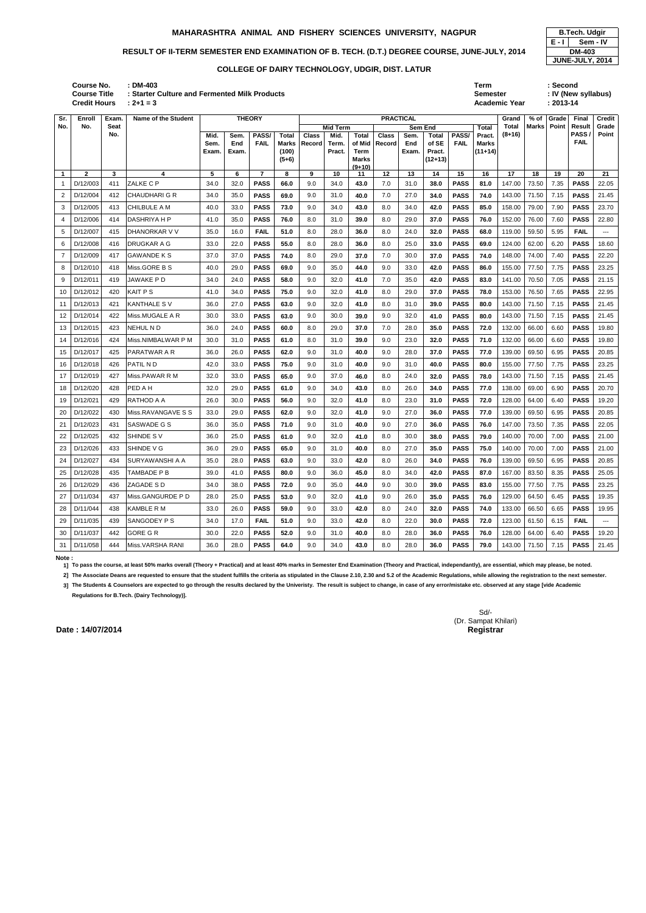# MAHARASHTRA ANIMAL AND FISHERY SCIENCES UNIVERSITY, NAGPUR

| B.Tech. Udgir | |
|---|---|
| E - I | Sem - IV |
| DM-403 | |
| JUNE-JULY, 2014 | |

## RESULT OF II-TERM SEMESTER END EXAMINATION OF B. TECH. (D.T.) DEGREE COURSE, JUNE-JULY, 2014

### COLLEGE OF DAIRY TECHNOLOGY, UDGIR, DIST. LATUR

**Course No.** : DM-403
**Course Title** : Starter Culture and Fermented Milk Products
**Credit Hours** : 2+1 = 3

**Term** : Second
**Semester** : IV (New syllabus)
**Academic Year** : 2013-14

| Sr. No. | Enroll No. | Exam. Seat No. | Name of the Student | THEORY | | | | PRACTICAL | | | | | | | | Grand Total (8+16) | % of Marks | Grade Point | Final Result PASS / FAIL | Credit Grade Point |
|---|---|---|---|---|---|---|---|---|---|---|---|---|---|---|---|---|---|---|---|---|
| | | | | Mid. Sem. Exam. | Sem. End Exam. | PASS/ FAIL | Total Marks (100) (5+6) | Mid Term | | | Sem End | | | | Total Pract. Marks (11+14) | | | | | |
| | | | | | | | | Class Record | Mid. Term. Pract. | Total of Mid Term Marks (9+10) | Class Record | Sem. End Exam. | Total of SE Pract. (12+13) | PASS/ FAIL | | | | | | |
| 1 | 2 | 3 | 4 | 5 | 6 | 7 | 8 | 9 | 10 | 11 | 12 | 13 | 14 | 15 | 16 | 17 | 18 | 19 | 20 | 21 |
| 1 | D/12/003 | 411 | ZALKE C P | 34.0 | 32.0 | **PASS** | **66.0** | 9.0 | 34.0 | **43.0** | 7.0 | 31.0 | **38.0** | **PASS** | **81.0** | 147.00 | 73.50 | 7.35 | **PASS** | 22.05 |
| 2 | D/12/004 | 412 | CHAUDHARI G R | 34.0 | 35.0 | **PASS** | **69.0** | 9.0 | 31.0 | **40.0** | 7.0 | 27.0 | **34.0** | **PASS** | **74.0** | 143.00 | 71.50 | 7.15 | **PASS** | 21.45 |
| 3 | D/12/005 | 413 | CHILBULE A M | 40.0 | 33.0 | **PASS** | **73.0** | 9.0 | 34.0 | **43.0** | 8.0 | 34.0 | **42.0** | **PASS** | **85.0** | 158.00 | 79.00 | 7.90 | **PASS** | 23.70 |
| 4 | D/12/006 | 414 | DASHRIYA H P | 41.0 | 35.0 | **PASS** | **76.0** | 8.0 | 31.0 | **39.0** | 8.0 | 29.0 | **37.0** | **PASS** | **76.0** | 152.00 | 76.00 | 7.60 | **PASS** | 22.80 |
| 5 | D/12/007 | 415 | DHANORKAR V V | 35.0 | 16.0 | **FAIL** | **51.0** | 8.0 | 28.0 | **36.0** | 8.0 | 24.0 | **32.0** | **PASS** | **68.0** | 119.00 | 59.50 | 5.95 | **FAIL** | --- |
| 6 | D/12/008 | 416 | DRUGKAR A G | 33.0 | 22.0 | **PASS** | **55.0** | 8.0 | 28.0 | **36.0** | 8.0 | 25.0 | **33.0** | **PASS** | **69.0** | 124.00 | 62.00 | 6.20 | **PASS** | 18.60 |
| 7 | D/12/009 | 417 | GAWANDE K S | 37.0 | 37.0 | **PASS** | **74.0** | 8.0 | 29.0 | **37.0** | 7.0 | 30.0 | **37.0** | **PASS** | **74.0** | 148.00 | 74.00 | 7.40 | **PASS** | 22.20 |
| 8 | D/12/010 | 418 | Miss.GORE B S | 40.0 | 29.0 | **PASS** | **69.0** | 9.0 | 35.0 | **44.0** | 9.0 | 33.0 | **42.0** | **PASS** | **86.0** | 155.00 | 77.50 | 7.75 | **PASS** | 23.25 |
| 9 | D/12/011 | 419 | JAWAKE P D | 34.0 | 24.0 | **PASS** | **58.0** | 9.0 | 32.0 | **41.0** | 7.0 | 35.0 | **42.0** | **PASS** | **83.0** | 141.00 | 70.50 | 7.05 | **PASS** | 21.15 |
| 10 | D/12/012 | 420 | KAIT P S | 41.0 | 34.0 | **PASS** | **75.0** | 9.0 | 32.0 | **41.0** | 8.0 | 29.0 | **37.0** | **PASS** | **78.0** | 153.00 | 76.50 | 7.65 | **PASS** | 22.95 |
| 11 | D/12/013 | 421 | KANTHALE S V | 36.0 | 27.0 | **PASS** | **63.0** | 9.0 | 32.0 | **41.0** | 8.0 | 31.0 | **39.0** | **PASS** | **80.0** | 143.00 | 71.50 | 7.15 | **PASS** | 21.45 |
| 12 | D/12/014 | 422 | Miss.MUGALE A R | 30.0 | 33.0 | **PASS** | **63.0** | 9.0 | 30.0 | **39.0** | 9.0 | 32.0 | **41.0** | **PASS** | **80.0** | 143.00 | 71.50 | 7.15 | **PASS** | 21.45 |
| 13 | D/12/015 | 423 | NEHUL N D | 36.0 | 24.0 | **PASS** | **60.0** | 8.0 | 29.0 | **37.0** | 7.0 | 28.0 | **35.0** | **PASS** | **72.0** | 132.00 | 66.00 | 6.60 | **PASS** | 19.80 |
| 14 | D/12/016 | 424 | Miss.NIMBALWAR P M | 30.0 | 31.0 | **PASS** | **61.0** | 8.0 | 31.0 | **39.0** | 9.0 | 23.0 | **32.0** | **PASS** | **71.0** | 132.00 | 66.00 | 6.60 | **PASS** | 19.80 |
| 15 | D/12/017 | 425 | PARATWAR A R | 36.0 | 26.0 | **PASS** | **62.0** | 9.0 | 31.0 | **40.0** | 9.0 | 28.0 | **37.0** | **PASS** | **77.0** | 139.00 | 69.50 | 6.95 | **PASS** | 20.85 |
| 16 | D/12/018 | 426 | PATIL N D | 42.0 | 33.0 | **PASS** | **75.0** | 9.0 | 31.0 | **40.0** | 9.0 | 31.0 | **40.0** | **PASS** | **80.0** | 155.00 | 77.50 | 7.75 | **PASS** | 23.25 |
| 17 | D/12/019 | 427 | Miss.PAWAR R M | 32.0 | 33.0 | **PASS** | **65.0** | 9.0 | 37.0 | **46.0** | 8.0 | 24.0 | **32.0** | **PASS** | **78.0** | 143.00 | 71.50 | 7.15 | **PASS** | 21.45 |
| 18 | D/12/020 | 428 | PED A H | 32.0 | 29.0 | **PASS** | **61.0** | 9.0 | 34.0 | **43.0** | 8.0 | 26.0 | **34.0** | **PASS** | **77.0** | 138.00 | 69.00 | 6.90 | **PASS** | 20.70 |
| 19 | D/12/021 | 429 | RATHOD A A | 26.0 | 30.0 | **PASS** | **56.0** | 9.0 | 32.0 | **41.0** | 8.0 | 23.0 | **31.0** | **PASS** | **72.0** | 128.00 | 64.00 | 6.40 | **PASS** | 19.20 |
| 20 | D/12/022 | 430 | Miss.RAVANGAVE S S | 33.0 | 29.0 | **PASS** | **62.0** | 9.0 | 32.0 | **41.0** | 9.0 | 27.0 | **36.0** | **PASS** | **77.0** | 139.00 | 69.50 | 6.95 | **PASS** | 20.85 |
| 21 | D/12/023 | 431 | SASWADE G S | 36.0 | 35.0 | **PASS** | **71.0** | 9.0 | 31.0 | **40.0** | 9.0 | 27.0 | **36.0** | **PASS** | **76.0** | 147.00 | 73.50 | 7.35 | **PASS** | 22.05 |
| 22 | D/12/025 | 432 | SHINDE S V | 36.0 | 25.0 | **PASS** | **61.0** | 9.0 | 32.0 | **41.0** | 8.0 | 30.0 | **38.0** | **PASS** | **79.0** | 140.00 | 70.00 | 7.00 | **PASS** | 21.00 |
| 23 | D/12/026 | 433 | SHINDE V G | 36.0 | 29.0 | **PASS** | **65.0** | 9.0 | 31.0 | **40.0** | 8.0 | 27.0 | **35.0** | **PASS** | **75.0** | 140.00 | 70.00 | 7.00 | **PASS** | 21.00 |
| 24 | D/12/027 | 434 | SURYAWANSHI A A | 35.0 | 28.0 | **PASS** | **63.0** | 9.0 | 33.0 | **42.0** | 8.0 | 26.0 | **34.0** | **PASS** | **76.0** | 139.00 | 69.50 | 6.95 | **PASS** | 20.85 |
| 25 | D/12/028 | 435 | TAMBADE P B | 39.0 | 41.0 | **PASS** | **80.0** | 9.0 | 36.0 | **45.0** | 8.0 | 34.0 | **42.0** | **PASS** | **87.0** | 167.00 | 83.50 | 8.35 | **PASS** | 25.05 |
| 26 | D/12/029 | 436 | ZAGADE S D | 34.0 | 38.0 | **PASS** | **72.0** | 9.0 | 35.0 | **44.0** | 9.0 | 30.0 | **39.0** | **PASS** | **83.0** | 155.00 | 77.50 | 7.75 | **PASS** | 23.25 |
| 27 | D/11/034 | 437 | Miss.GANGURDE P D | 28.0 | 25.0 | **PASS** | **53.0** | 9.0 | 32.0 | **41.0** | 9.0 | 26.0 | **35.0** | **PASS** | **76.0** | 129.00 | 64.50 | 6.45 | **PASS** | 19.35 |
| 28 | D/11/044 | 438 | KAMBLE R M | 33.0 | 26.0 | **PASS** | **59.0** | 9.0 | 33.0 | **42.0** | 8.0 | 24.0 | **32.0** | **PASS** | **74.0** | 133.00 | 66.50 | 6.65 | **PASS** | 19.95 |
| 29 | D/11/035 | 439 | SANGODEY P S | 34.0 | 17.0 | **FAIL** | **51.0** | 9.0 | 33.0 | **42.0** | 8.0 | 22.0 | **30.0** | **PASS** | **72.0** | 123.00 | 61.50 | 6.15 | **FAIL** | --- |
| 30 | D/11/037 | 442 | GORE G R | 30.0 | 22.0 | **PASS** | **52.0** | 9.0 | 31.0 | **40.0** | 8.0 | 28.0 | **36.0** | **PASS** | **76.0** | 128.00 | 64.00 | 6.40 | **PASS** | 19.20 |
| 31 | D/11/058 | 444 | Miss.VARSHA RANI | 36.0 | 28.0 | **PASS** | **64.0** | 9.0 | 34.0 | **43.0** | 8.0 | 28.0 | **36.0** | **PASS** | **79.0** | 143.00 | 71.50 | 7.15 | **PASS** | 21.45 |

**Note :**

1] To pass the course, at least 50% marks overall (Theory + Practical) and at least 40% marks in Semester End Examination (Theory and Practical, independantly), are essential, which may please, be noted.

2] The Associate Deans are requested to ensure that the student fulfills the criteria as stipulated in the Clause 2.10, 2.30 and 5.2 of the Academic Regulations, while allowing the registration to the next semester.

3] The Students & Counselors are expected to go through the results declared by the Univeristy. The result is subject to change, in case of any error/mistake etc. observed at any stage [vide Academic Regulations for B.Tech. (Dairy Technology)].

Sd/-
(Dr. Sampat Khilari)
**Registrar**

**Date : 14/07/2014**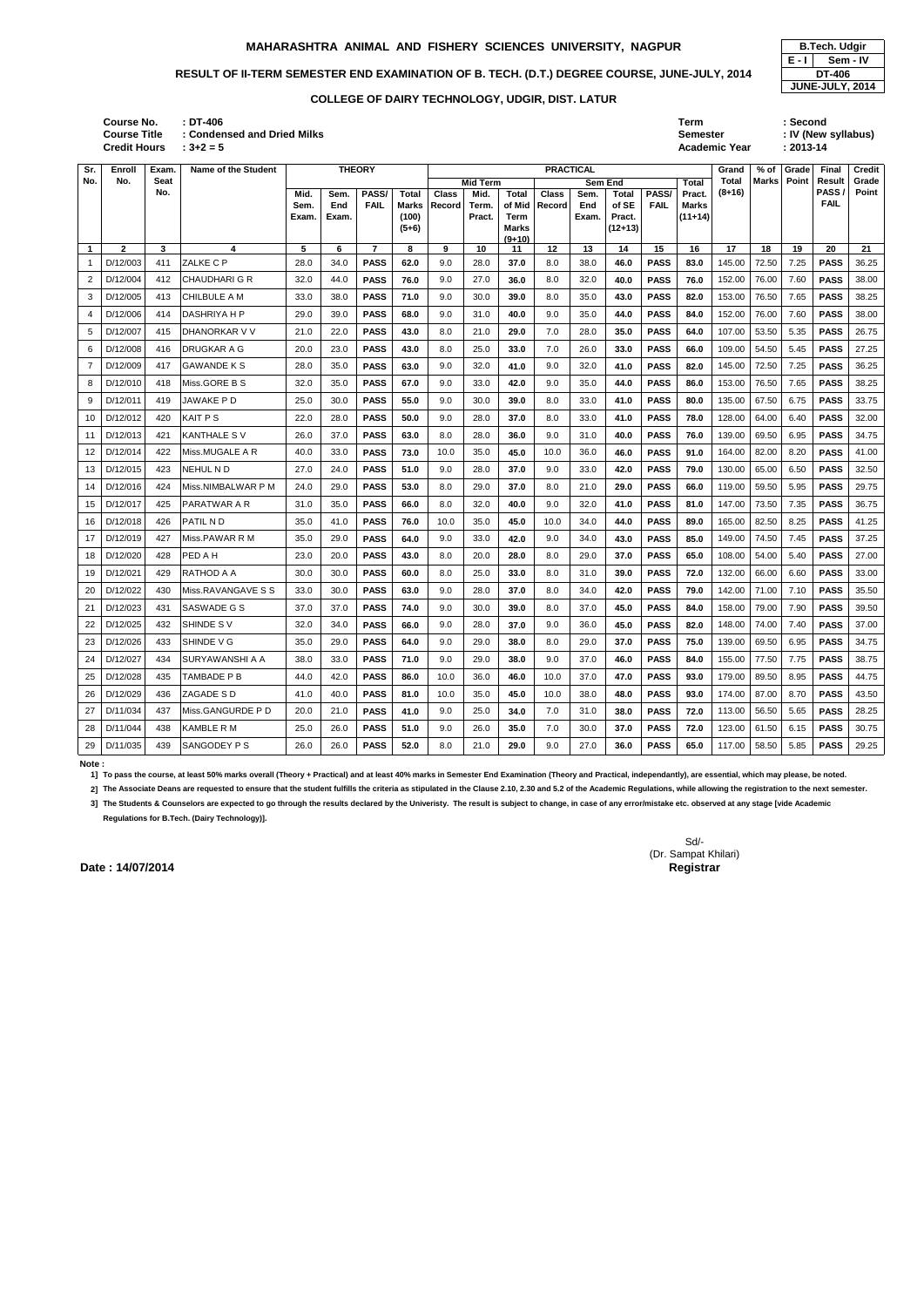**MAHARASHTRA ANIMAL AND FISHERY SCIENCES UNIVERSITY, NAGPUR**

**RESULT OF II-TERM SEMESTER END EXAMINATION OF B. TECH. (D.T.) DEGREE COURSE, JUNE-JULY, 2014**

**COLLEGE OF DAIRY TECHNOLOGY, UDGIR, DIST. LATUR**

| B.Tech. Udgir | |
|---|---|
| E - I | Sem - IV |
| DT-406 | |
| JUNE-JULY, 2014 | |

Course No. : DT-406
Course Title : Condensed and Dried Milks
Credit Hours : 3+2 = 5

Term : Second
Semester : IV (New syllabus)
Academic Year : 2013-14

| Sr. No. | Enroll No. | Exam. Seat No. | Name of the Student | THEORY | | | | PRACTICAL | | | | | | | | Grand Total (8+16) | % of Marks | Grade Point | Final Result PASS / FAIL | Credit Grade Point |
|---|---|---|---|---|---|---|---|---|---|---|---|---|---|---|---|---|---|---|---|---|
| | | | | Mid. Sem. Exam. | Sem. End Exam. | PASS/ FAIL | Total Marks (100) (5+6) | Mid Term | | | Sem End | | | | Total Pract. Marks (11+14) | | | | | |
| | | | | | | | | Class Record | Mid. Term. Pract. | Total of Mid Term Marks (9+10) | Class Record | Sem. End Exam. | Total of SE Pract. (12+13) | PASS/ FAIL | | | | | | |
| 1 | 2 | 3 | 4 | 5 | 6 | 7 | 8 | 9 | 10 | 11 | 12 | 13 | 14 | 15 | 16 | 17 | 18 | 19 | 20 | 21 |
| 1 | D/12/003 | 411 | ZALKE C P | 28.0 | 34.0 | PASS | 62.0 | 9.0 | 28.0 | 37.0 | 8.0 | 38.0 | 46.0 | PASS | 83.0 | 145.00 | 72.50 | 7.25 | PASS | 36.25 |
| 2 | D/12/004 | 412 | CHAUDHARI G R | 32.0 | 44.0 | PASS | 76.0 | 9.0 | 27.0 | 36.0 | 8.0 | 32.0 | 40.0 | PASS | 76.0 | 152.00 | 76.00 | 7.60 | PASS | 38.00 |
| 3 | D/12/005 | 413 | CHILBULE A M | 33.0 | 38.0 | PASS | 71.0 | 9.0 | 30.0 | 39.0 | 8.0 | 35.0 | 43.0 | PASS | 82.0 | 153.00 | 76.50 | 7.65 | PASS | 38.25 |
| 4 | D/12/006 | 414 | DASHRIYA H P | 29.0 | 39.0 | PASS | 68.0 | 9.0 | 31.0 | 40.0 | 9.0 | 35.0 | 44.0 | PASS | 84.0 | 152.00 | 76.00 | 7.60 | PASS | 38.00 |
| 5 | D/12/007 | 415 | DHANORKAR V V | 21.0 | 22.0 | PASS | 43.0 | 8.0 | 21.0 | 29.0 | 7.0 | 28.0 | 35.0 | PASS | 64.0 | 107.00 | 53.50 | 5.35 | PASS | 26.75 |
| 6 | D/12/008 | 416 | DRUGKAR A G | 20.0 | 23.0 | PASS | 43.0 | 8.0 | 25.0 | 33.0 | 7.0 | 26.0 | 33.0 | PASS | 66.0 | 109.00 | 54.50 | 5.45 | PASS | 27.25 |
| 7 | D/12/009 | 417 | GAWANDE K S | 28.0 | 35.0 | PASS | 63.0 | 9.0 | 32.0 | 41.0 | 9.0 | 32.0 | 41.0 | PASS | 82.0 | 145.00 | 72.50 | 7.25 | PASS | 36.25 |
| 8 | D/12/010 | 418 | Miss.GORE B S | 32.0 | 35.0 | PASS | 67.0 | 9.0 | 33.0 | 42.0 | 9.0 | 35.0 | 44.0 | PASS | 86.0 | 153.00 | 76.50 | 7.65 | PASS | 38.25 |
| 9 | D/12/011 | 419 | JAWAKE P D | 25.0 | 30.0 | PASS | 55.0 | 9.0 | 30.0 | 39.0 | 8.0 | 33.0 | 41.0 | PASS | 80.0 | 135.00 | 67.50 | 6.75 | PASS | 33.75 |
| 10 | D/12/012 | 420 | KAIT P S | 22.0 | 28.0 | PASS | 50.0 | 9.0 | 28.0 | 37.0 | 8.0 | 33.0 | 41.0 | PASS | 78.0 | 128.00 | 64.00 | 6.40 | PASS | 32.00 |
| 11 | D/12/013 | 421 | KANTHALE S V | 26.0 | 37.0 | PASS | 63.0 | 8.0 | 28.0 | 36.0 | 9.0 | 31.0 | 40.0 | PASS | 76.0 | 139.00 | 69.50 | 6.95 | PASS | 34.75 |
| 12 | D/12/014 | 422 | Miss.MUGALE A R | 40.0 | 33.0 | PASS | 73.0 | 10.0 | 35.0 | 45.0 | 10.0 | 36.0 | 46.0 | PASS | 91.0 | 164.00 | 82.00 | 8.20 | PASS | 41.00 |
| 13 | D/12/015 | 423 | NEHUL N D | 27.0 | 24.0 | PASS | 51.0 | 9.0 | 28.0 | 37.0 | 9.0 | 33.0 | 42.0 | PASS | 79.0 | 130.00 | 65.00 | 6.50 | PASS | 32.50 |
| 14 | D/12/016 | 424 | Miss.NIMBALWAR P M | 24.0 | 29.0 | PASS | 53.0 | 8.0 | 29.0 | 37.0 | 8.0 | 21.0 | 29.0 | PASS | 66.0 | 119.00 | 59.50 | 5.95 | PASS | 29.75 |
| 15 | D/12/017 | 425 | PARATWAR A R | 31.0 | 35.0 | PASS | 66.0 | 8.0 | 32.0 | 40.0 | 9.0 | 32.0 | 41.0 | PASS | 81.0 | 147.00 | 73.50 | 7.35 | PASS | 36.75 |
| 16 | D/12/018 | 426 | PATIL N D | 35.0 | 41.0 | PASS | 76.0 | 10.0 | 35.0 | 45.0 | 10.0 | 34.0 | 44.0 | PASS | 89.0 | 165.00 | 82.50 | 8.25 | PASS | 41.25 |
| 17 | D/12/019 | 427 | Miss.PAWAR R M | 35.0 | 29.0 | PASS | 64.0 | 9.0 | 33.0 | 42.0 | 9.0 | 34.0 | 43.0 | PASS | 85.0 | 149.00 | 74.50 | 7.45 | PASS | 37.25 |
| 18 | D/12/020 | 428 | PED A H | 23.0 | 20.0 | PASS | 43.0 | 8.0 | 20.0 | 28.0 | 8.0 | 29.0 | 37.0 | PASS | 65.0 | 108.00 | 54.00 | 5.40 | PASS | 27.00 |
| 19 | D/12/021 | 429 | RATHOD A A | 30.0 | 30.0 | PASS | 60.0 | 8.0 | 25.0 | 33.0 | 8.0 | 31.0 | 39.0 | PASS | 72.0 | 132.00 | 66.00 | 6.60 | PASS | 33.00 |
| 20 | D/12/022 | 430 | Miss.RAVANGAVE S S | 33.0 | 30.0 | PASS | 63.0 | 9.0 | 28.0 | 37.0 | 8.0 | 34.0 | 42.0 | PASS | 79.0 | 142.00 | 71.00 | 7.10 | PASS | 35.50 |
| 21 | D/12/023 | 431 | SASWADE G S | 37.0 | 37.0 | PASS | 74.0 | 9.0 | 30.0 | 39.0 | 8.0 | 37.0 | 45.0 | PASS | 84.0 | 158.00 | 79.00 | 7.90 | PASS | 39.50 |
| 22 | D/12/025 | 432 | SHINDE S V | 32.0 | 34.0 | PASS | 66.0 | 9.0 | 28.0 | 37.0 | 9.0 | 36.0 | 45.0 | PASS | 82.0 | 148.00 | 74.00 | 7.40 | PASS | 37.00 |
| 23 | D/12/026 | 433 | SHINDE V G | 35.0 | 29.0 | PASS | 64.0 | 9.0 | 29.0 | 38.0 | 8.0 | 29.0 | 37.0 | PASS | 75.0 | 139.00 | 69.50 | 6.95 | PASS | 34.75 |
| 24 | D/12/027 | 434 | SURYAWANSHI A A | 38.0 | 33.0 | PASS | 71.0 | 9.0 | 29.0 | 38.0 | 9.0 | 37.0 | 46.0 | PASS | 84.0 | 155.00 | 77.50 | 7.75 | PASS | 38.75 |
| 25 | D/12/028 | 435 | TAMBADE P B | 44.0 | 42.0 | PASS | 86.0 | 10.0 | 36.0 | 46.0 | 10.0 | 37.0 | 47.0 | PASS | 93.0 | 179.00 | 89.50 | 8.95 | PASS | 44.75 |
| 26 | D/12/029 | 436 | ZAGADE S D | 41.0 | 40.0 | PASS | 81.0 | 10.0 | 35.0 | 45.0 | 10.0 | 38.0 | 48.0 | PASS | 93.0 | 174.00 | 87.00 | 8.70 | PASS | 43.50 |
| 27 | D/11/034 | 437 | Miss.GANGURDE P D | 20.0 | 21.0 | PASS | 41.0 | 9.0 | 25.0 | 34.0 | 7.0 | 31.0 | 38.0 | PASS | 72.0 | 113.00 | 56.50 | 5.65 | PASS | 28.25 |
| 28 | D/11/044 | 438 | KAMBLE R M | 25.0 | 26.0 | PASS | 51.0 | 9.0 | 26.0 | 35.0 | 7.0 | 30.0 | 37.0 | PASS | 72.0 | 123.00 | 61.50 | 6.15 | PASS | 30.75 |
| 29 | D/11/035 | 439 | SANGODEY P S | 26.0 | 26.0 | PASS | 52.0 | 8.0 | 21.0 | 29.0 | 9.0 | 27.0 | 36.0 | PASS | 65.0 | 117.00 | 58.50 | 5.85 | PASS | 29.25 |

**Note :**

1] To pass the course, at least 50% marks overall (Theory + Practical) and at least 40% marks in Semester End Examination (Theory and Practical, independently), are essential, which may please, be noted.

2] The Associate Deans are requested to ensure that the student fulfills the criteria as stipulated in the Clause 2.10, 2.30 and 5.2 of the Academic Regulations, while allowing the registration to the next semester.

3] The Students & Counselors are expected to go through the results declared by the Univeristy. The result is subject to change, in case of any error/mistake etc. observed at any stage [vide Academic Regulations for B.Tech. (Dairy Technology)].

Sd/-
(Dr. Sampat Khilari)
**Registrar**

**Date : 14/07/2014**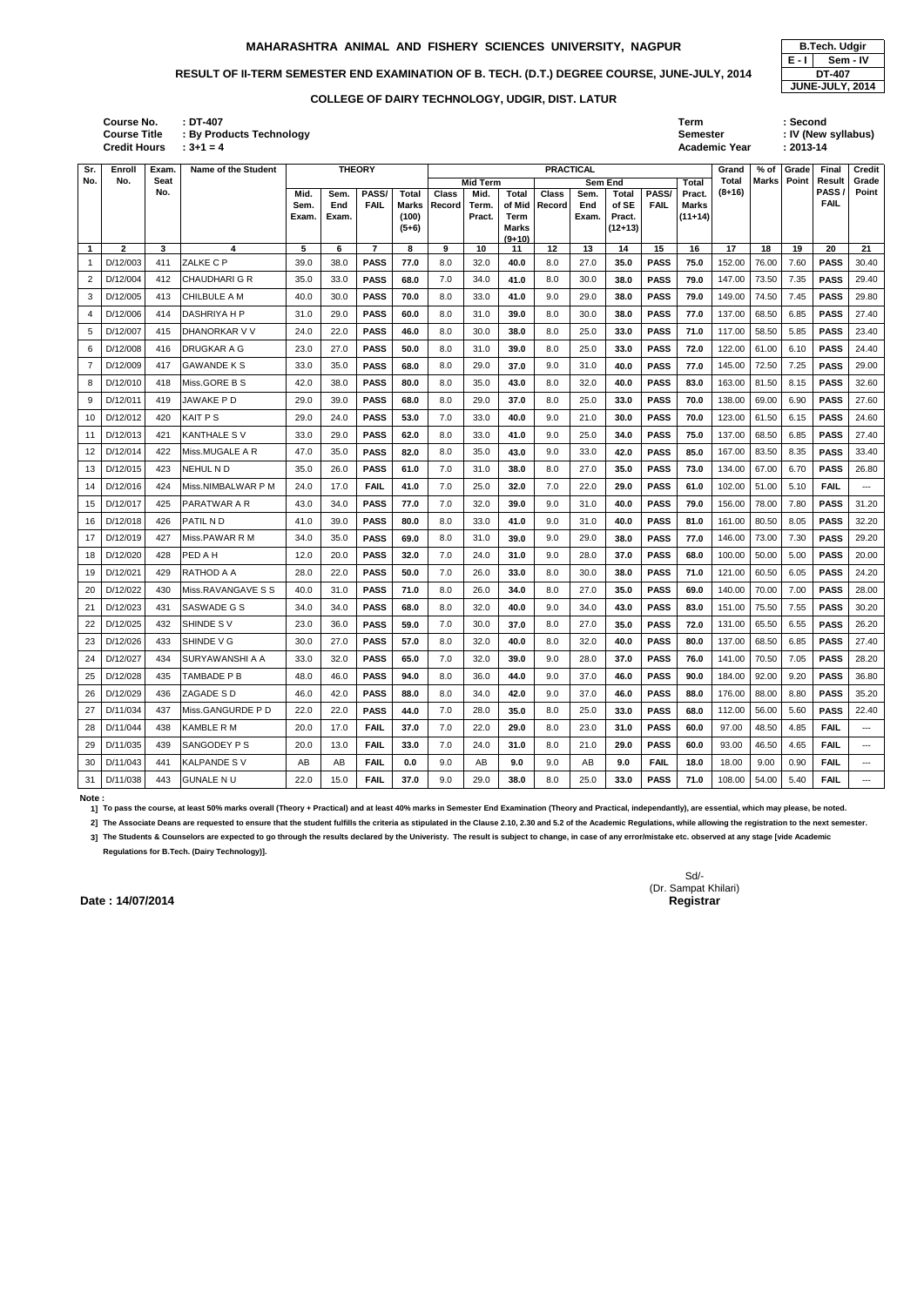# MAHARASHTRA ANIMAL AND FISHERY SCIENCES UNIVERSITY, NAGPUR

| B.Tech. Udgir | |
|---|---|
| E - I | Sem - IV |
| DT-407 | |
| JUNE-JULY, 2014 | |

## RESULT OF II-TERM SEMESTER END EXAMINATION OF B. TECH. (D.T.) DEGREE COURSE, JUNE-JULY, 2014

### COLLEGE OF DAIRY TECHNOLOGY, UDGIR, DIST. LATUR

**Course No.** : DT-407
**Course Title** : By Products Technology
**Credit Hours** : 3+1 = 4

**Term** : Second
**Semester** : IV (New syllabus)
**Academic Year** : 2013-14

| Sr. No. | Enroll No. | Exam. Seat No. | Name of the Student | THEORY | | | | PRACTICAL | | | | | | | | Grand Total (8+16) | % of Marks | Grade Point | Final Result PASS / FAIL | Credit Grade Point |
|---|---|---|---|---|---|---|---|---|---|---|---|---|---|---|---|---|---|---|---|---|
| | | | | Mid. Sem. Exam. | Sem. End Exam. | PASS/ FAIL | Total Marks (100) (5+6) | Mid Term | | | Sem End | | | | Total Pract. Marks (11+14) | | | | | |
| | | | | | | | | Class Record | Mid. Term. Pract. | Total of Mid Term Marks (9+10) | Class Record | Sem. End Exam. | Total of SE Pract. (12+13) | PASS/ FAIL | | | | | | |
| 1 | 2 | 3 | 4 | 5 | 6 | 7 | 8 | 9 | 10 | 11 | 12 | 13 | 14 | 15 | 16 | 17 | 18 | 19 | 20 | 21 |
| 1 | D/12/003 | 411 | ZALKE C P | 39.0 | 38.0 | PASS | 77.0 | 8.0 | 32.0 | 40.0 | 8.0 | 27.0 | 35.0 | PASS | 75.0 | 152.00 | 76.00 | 7.60 | PASS | 30.40 |
| 2 | D/12/004 | 412 | CHAUDHARI G R | 35.0 | 33.0 | PASS | 68.0 | 7.0 | 34.0 | 41.0 | 8.0 | 30.0 | 38.0 | PASS | 79.0 | 147.00 | 73.50 | 7.35 | PASS | 29.40 |
| 3 | D/12/005 | 413 | CHILBULE A M | 40.0 | 30.0 | PASS | 70.0 | 8.0 | 33.0 | 41.0 | 9.0 | 29.0 | 38.0 | PASS | 79.0 | 149.00 | 74.50 | 7.45 | PASS | 29.80 |
| 4 | D/12/006 | 414 | DASHRIYA H P | 31.0 | 29.0 | PASS | 60.0 | 8.0 | 31.0 | 39.0 | 8.0 | 30.0 | 38.0 | PASS | 77.0 | 137.00 | 68.50 | 6.85 | PASS | 27.40 |
| 5 | D/12/007 | 415 | DHANORKAR V V | 24.0 | 22.0 | PASS | 46.0 | 8.0 | 30.0 | 38.0 | 8.0 | 25.0 | 33.0 | PASS | 71.0 | 117.00 | 58.50 | 5.85 | PASS | 23.40 |
| 6 | D/12/008 | 416 | DRUGKAR A G | 23.0 | 27.0 | PASS | 50.0 | 8.0 | 31.0 | 39.0 | 8.0 | 25.0 | 33.0 | PASS | 72.0 | 122.00 | 61.00 | 6.10 | PASS | 24.40 |
| 7 | D/12/009 | 417 | GAWANDE K S | 33.0 | 35.0 | PASS | 68.0 | 8.0 | 29.0 | 37.0 | 9.0 | 31.0 | 40.0 | PASS | 77.0 | 145.00 | 72.50 | 7.25 | PASS | 29.00 |
| 8 | D/12/010 | 418 | Miss.GORE B S | 42.0 | 38.0 | PASS | 80.0 | 8.0 | 35.0 | 43.0 | 8.0 | 32.0 | 40.0 | PASS | 83.0 | 163.00 | 81.50 | 8.15 | PASS | 32.60 |
| 9 | D/12/011 | 419 | JAWAKE P D | 29.0 | 39.0 | PASS | 68.0 | 8.0 | 29.0 | 37.0 | 8.0 | 25.0 | 33.0 | PASS | 70.0 | 138.00 | 69.00 | 6.90 | PASS | 27.60 |
| 10 | D/12/012 | 420 | KAIT P S | 29.0 | 24.0 | PASS | 53.0 | 7.0 | 33.0 | 40.0 | 9.0 | 21.0 | 30.0 | PASS | 70.0 | 123.00 | 61.50 | 6.15 | PASS | 24.60 |
| 11 | D/12/013 | 421 | KANTHALE S V | 33.0 | 29.0 | PASS | 62.0 | 8.0 | 33.0 | 41.0 | 9.0 | 25.0 | 34.0 | PASS | 75.0 | 137.00 | 68.50 | 6.85 | PASS | 27.40 |
| 12 | D/12/014 | 422 | Miss.MUGALE A R | 47.0 | 35.0 | PASS | 82.0 | 8.0 | 35.0 | 43.0 | 9.0 | 33.0 | 42.0 | PASS | 85.0 | 167.00 | 83.50 | 8.35 | PASS | 33.40 |
| 13 | D/12/015 | 423 | NEHUL N D | 35.0 | 26.0 | PASS | 61.0 | 7.0 | 31.0 | 38.0 | 8.0 | 27.0 | 35.0 | PASS | 73.0 | 134.00 | 67.00 | 6.70 | PASS | 26.80 |
| 14 | D/12/016 | 424 | Miss.NIMBALWAR P M | 24.0 | 17.0 | FAIL | 41.0 | 7.0 | 25.0 | 32.0 | 7.0 | 22.0 | 29.0 | PASS | 61.0 | 102.00 | 51.00 | 5.10 | FAIL | --- |
| 15 | D/12/017 | 425 | PARATWAR A R | 43.0 | 34.0 | PASS | 77.0 | 7.0 | 32.0 | 39.0 | 9.0 | 31.0 | 40.0 | PASS | 79.0 | 156.00 | 78.00 | 7.80 | PASS | 31.20 |
| 16 | D/12/018 | 426 | PATIL N D | 41.0 | 39.0 | PASS | 80.0 | 8.0 | 33.0 | 41.0 | 9.0 | 31.0 | 40.0 | PASS | 81.0 | 161.00 | 80.50 | 8.05 | PASS | 32.20 |
| 17 | D/12/019 | 427 | Miss.PAWAR R M | 34.0 | 35.0 | PASS | 69.0 | 8.0 | 31.0 | 39.0 | 9.0 | 29.0 | 38.0 | PASS | 77.0 | 146.00 | 73.00 | 7.30 | PASS | 29.20 |
| 18 | D/12/020 | 428 | PED A H | 12.0 | 20.0 | PASS | 32.0 | 7.0 | 24.0 | 31.0 | 9.0 | 28.0 | 37.0 | PASS | 68.0 | 100.00 | 50.00 | 5.00 | PASS | 20.00 |
| 19 | D/12/021 | 429 | RATHOD A A | 28.0 | 22.0 | PASS | 50.0 | 7.0 | 26.0 | 33.0 | 8.0 | 30.0 | 38.0 | PASS | 71.0 | 121.00 | 60.50 | 6.05 | PASS | 24.20 |
| 20 | D/12/022 | 430 | Miss.RAVANGAVE S S | 40.0 | 31.0 | PASS | 71.0 | 8.0 | 26.0 | 34.0 | 8.0 | 27.0 | 35.0 | PASS | 69.0 | 140.00 | 70.00 | 7.00 | PASS | 28.00 |
| 21 | D/12/023 | 431 | SASWADE G S | 34.0 | 34.0 | PASS | 68.0 | 8.0 | 32.0 | 40.0 | 9.0 | 34.0 | 43.0 | PASS | 83.0 | 151.00 | 75.50 | 7.55 | PASS | 30.20 |
| 22 | D/12/025 | 432 | SHINDE S V | 23.0 | 36.0 | PASS | 59.0 | 7.0 | 30.0 | 37.0 | 8.0 | 27.0 | 35.0 | PASS | 72.0 | 131.00 | 65.50 | 6.55 | PASS | 26.20 |
| 23 | D/12/026 | 433 | SHINDE V G | 30.0 | 27.0 | PASS | 57.0 | 8.0 | 32.0 | 40.0 | 8.0 | 32.0 | 40.0 | PASS | 80.0 | 137.00 | 68.50 | 6.85 | PASS | 27.40 |
| 24 | D/12/027 | 434 | SURYAWANSHI A A | 33.0 | 32.0 | PASS | 65.0 | 7.0 | 32.0 | 39.0 | 9.0 | 28.0 | 37.0 | PASS | 76.0 | 141.00 | 70.50 | 7.05 | PASS | 28.20 |
| 25 | D/12/028 | 435 | TAMBADE P B | 48.0 | 46.0 | PASS | 94.0 | 8.0 | 36.0 | 44.0 | 9.0 | 37.0 | 46.0 | PASS | 90.0 | 184.00 | 92.00 | 9.20 | PASS | 36.80 |
| 26 | D/12/029 | 436 | ZAGADE S D | 46.0 | 42.0 | PASS | 88.0 | 8.0 | 34.0 | 42.0 | 9.0 | 37.0 | 46.0 | PASS | 88.0 | 176.00 | 88.00 | 8.80 | PASS | 35.20 |
| 27 | D/11/034 | 437 | Miss.GANGURDE P D | 22.0 | 22.0 | PASS | 44.0 | 7.0 | 28.0 | 35.0 | 8.0 | 25.0 | 33.0 | PASS | 68.0 | 112.00 | 56.00 | 5.60 | PASS | 22.40 |
| 28 | D/11/044 | 438 | KAMBLE R M | 20.0 | 17.0 | FAIL | 37.0 | 7.0 | 22.0 | 29.0 | 8.0 | 23.0 | 31.0 | PASS | 60.0 | 97.00 | 48.50 | 4.85 | FAIL | --- |
| 29 | D/11/035 | 439 | SANGODEY P S | 20.0 | 13.0 | FAIL | 33.0 | 7.0 | 24.0 | 31.0 | 8.0 | 21.0 | 29.0 | PASS | 60.0 | 93.00 | 46.50 | 4.65 | FAIL | --- |
| 30 | D/11/043 | 441 | KALPANDE S V | AB | AB | FAIL | 0.0 | 9.0 | AB | 9.0 | 9.0 | AB | 9.0 | FAIL | 18.0 | 18.00 | 9.00 | 0.90 | FAIL | --- |
| 31 | D/11/038 | 443 | GUNALE N U | 22.0 | 15.0 | FAIL | 37.0 | 9.0 | 29.0 | 38.0 | 8.0 | 25.0 | 33.0 | PASS | 71.0 | 108.00 | 54.00 | 5.40 | FAIL | --- |

**Note :**

1] To pass the course, at least 50% marks overall (Theory + Practical) and at least 40% marks in Semester End Examination (Theory and Practical, independantly), are essential, which may please, be noted.

2] The Associate Deans are requested to ensure that the student fulfills the criteria as stipulated in the Clause 2.10, 2.30 and 5.2 of the Academic Regulations, while allowing the registration to the next semester.

3] The Students & Counselors are expected to go through the results declared by the Univeristy. The result is subject to change, in case of any error/mistake etc. observed at any stage [vide Academic Regulations for B.Tech. (Dairy Technology)].

Sd/-
(Dr. Sampat Khilari)
**Registrar**

**Date : 14/07/2014**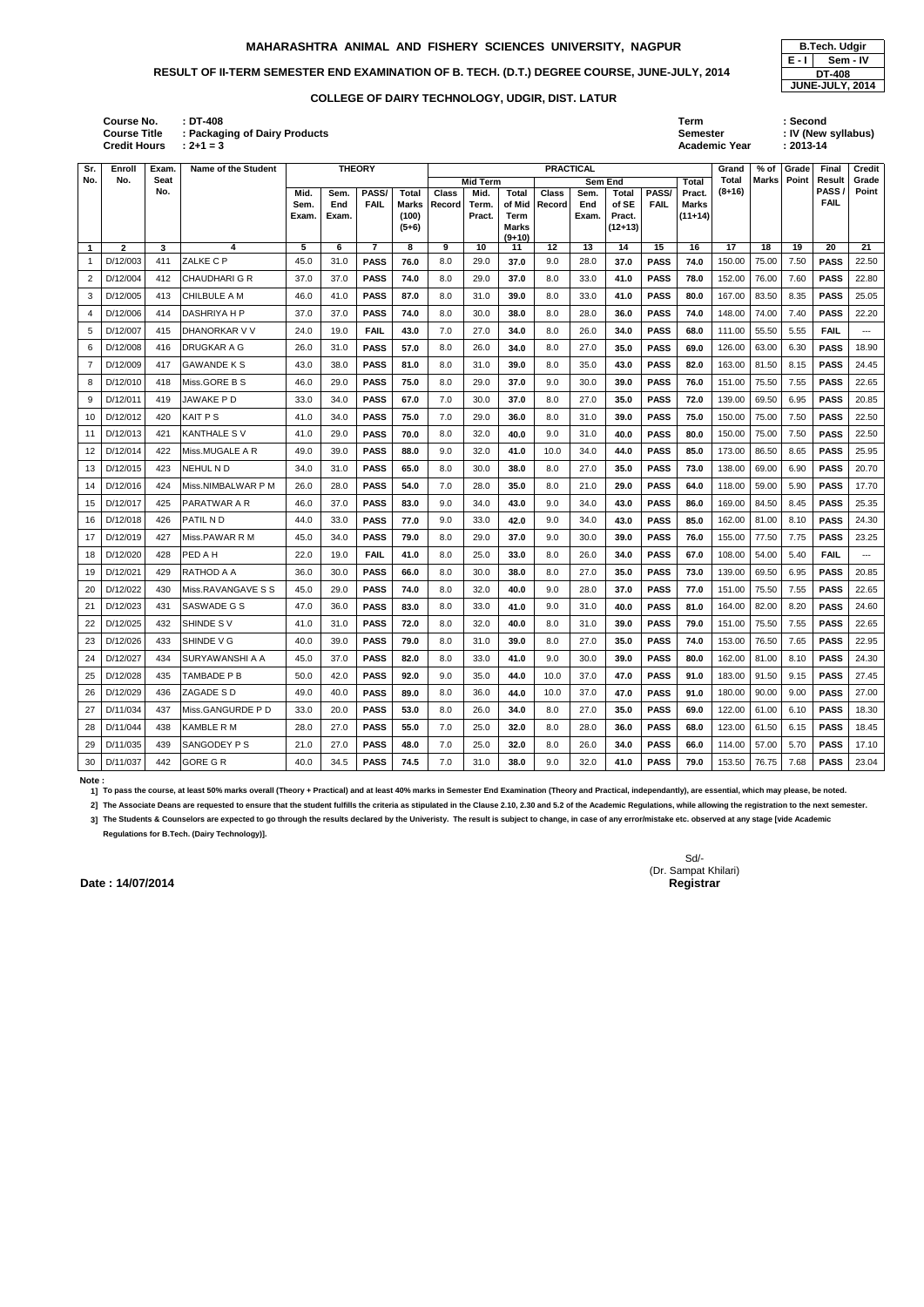**MAHARASHTRA ANIMAL AND FISHERY SCIENCES UNIVERSITY, NAGPUR**

| B.Tech. Udgir | |
|---|---|
| E - I | Sem - IV |
| DT-408 | |
| JUNE-JULY, 2014 | |

**RESULT OF II-TERM SEMESTER END EXAMINATION OF B. TECH. (D.T.) DEGREE COURSE, JUNE-JULY, 2014**

**COLLEGE OF DAIRY TECHNOLOGY, UDGIR, DIST. LATUR**

**Course No.** : DT-408
**Course Title** : Packaging of Dairy Products
**Credit Hours** : 2+1 = 3

**Term** : Second
**Semester** : IV (New syllabus)
**Academic Year** : 2013-14

| Sr. No. | Enroll No. | Exam. Seat No. | Name of the Student | THEORY | | | | PRACTICAL | | | | | | | | | Grand Total (8+16) | % of Marks | Grade Point | Final Result PASS / FAIL | Credit Grade Point |
|---|---|---|---|---|---|---|---|---|---|---|---|---|---|---|---|---|---|---|---|---|---|
| | | | | Mid. Sem. Exam. | Sem. End Exam. | PASS/ FAIL | Total Marks (100) (5+6) | Mid Term | | | Sem End | | | | | Total | | | | | |
| | | | | | | | | Class Record | Mid. Term. Pract. | Total of Mid Term Marks (9+10) | Class Record | Sem. End Exam. | Total of SE Pract. (12+13) | PASS/ FAIL | | Pract. Marks (11+14) | | | | | |
| 1 | 2 | 3 | 4 | 5 | 6 | 7 | 8 | 9 | 10 | 11 | 12 | 13 | 14 | 15 | | 16 | 17 | 18 | 19 | 20 | 21 |
| 1 | D/12/003 | 411 | ZALKE C P | 45.0 | 31.0 | PASS | 76.0 | 8.0 | 29.0 | 37.0 | 9.0 | 28.0 | 37.0 | PASS | | 74.0 | 150.00 | 75.00 | 7.50 | PASS | 22.50 |
| 2 | D/12/004 | 412 | CHAUDHARI G R | 37.0 | 37.0 | PASS | 74.0 | 8.0 | 29.0 | 37.0 | 8.0 | 33.0 | 41.0 | PASS | | 78.0 | 152.00 | 76.00 | 7.60 | PASS | 22.80 |
| 3 | D/12/005 | 413 | CHILBULE A M | 46.0 | 41.0 | PASS | 87.0 | 8.0 | 31.0 | 39.0 | 8.0 | 33.0 | 41.0 | PASS | | 80.0 | 167.00 | 83.50 | 8.35 | PASS | 25.05 |
| 4 | D/12/006 | 414 | DASHRIYA H P | 37.0 | 37.0 | PASS | 74.0 | 8.0 | 30.0 | 38.0 | 8.0 | 28.0 | 36.0 | PASS | | 74.0 | 148.00 | 74.00 | 7.40 | PASS | 22.20 |
| 5 | D/12/007 | 415 | DHANORKAR V V | 24.0 | 19.0 | FAIL | 43.0 | 7.0 | 27.0 | 34.0 | 8.0 | 26.0 | 34.0 | PASS | | 68.0 | 111.00 | 55.50 | 5.55 | FAIL | --- |
| 6 | D/12/008 | 416 | DRUGKAR A G | 26.0 | 31.0 | PASS | 57.0 | 8.0 | 26.0 | 34.0 | 8.0 | 27.0 | 35.0 | PASS | | 69.0 | 126.00 | 63.00 | 6.30 | PASS | 18.90 |
| 7 | D/12/009 | 417 | GAWANDE K S | 43.0 | 38.0 | PASS | 81.0 | 8.0 | 31.0 | 39.0 | 8.0 | 35.0 | 43.0 | PASS | | 82.0 | 163.00 | 81.50 | 8.15 | PASS | 24.45 |
| 8 | D/12/010 | 418 | Miss.GORE B S | 46.0 | 29.0 | PASS | 75.0 | 8.0 | 29.0 | 37.0 | 9.0 | 30.0 | 39.0 | PASS | | 76.0 | 151.00 | 75.50 | 7.55 | PASS | 22.65 |
| 9 | D/12/011 | 419 | JAWAKE P D | 33.0 | 34.0 | PASS | 67.0 | 7.0 | 30.0 | 37.0 | 8.0 | 27.0 | 35.0 | PASS | | 72.0 | 139.00 | 69.50 | 6.95 | PASS | 20.85 |
| 10 | D/12/012 | 420 | KAIT P S | 41.0 | 34.0 | PASS | 75.0 | 7.0 | 29.0 | 36.0 | 8.0 | 31.0 | 39.0 | PASS | | 75.0 | 150.00 | 75.00 | 7.50 | PASS | 22.50 |
| 11 | D/12/013 | 421 | KANTHALE S V | 41.0 | 29.0 | PASS | 70.0 | 8.0 | 32.0 | 40.0 | 9.0 | 31.0 | 40.0 | PASS | | 80.0 | 150.00 | 75.00 | 7.50 | PASS | 22.50 |
| 12 | D/12/014 | 422 | Miss.MUGALE A R | 49.0 | 39.0 | PASS | 88.0 | 9.0 | 32.0 | 41.0 | 10.0 | 34.0 | 44.0 | PASS | | 85.0 | 173.00 | 86.50 | 8.65 | PASS | 25.95 |
| 13 | D/12/015 | 423 | NEHUL N D | 34.0 | 31.0 | PASS | 65.0 | 8.0 | 30.0 | 38.0 | 8.0 | 27.0 | 35.0 | PASS | | 73.0 | 138.00 | 69.00 | 6.90 | PASS | 20.70 |
| 14 | D/12/016 | 424 | Miss.NIMBALWAR P M | 26.0 | 28.0 | PASS | 54.0 | 7.0 | 28.0 | 35.0 | 8.0 | 21.0 | 29.0 | PASS | | 64.0 | 118.00 | 59.00 | 5.90 | PASS | 17.70 |
| 15 | D/12/017 | 425 | PARATWAR A R | 46.0 | 37.0 | PASS | 83.0 | 9.0 | 34.0 | 43.0 | 9.0 | 34.0 | 43.0 | PASS | | 86.0 | 169.00 | 84.50 | 8.45 | PASS | 25.35 |
| 16 | D/12/018 | 426 | PATIL N D | 44.0 | 33.0 | PASS | 77.0 | 9.0 | 33.0 | 42.0 | 9.0 | 34.0 | 43.0 | PASS | | 85.0 | 162.00 | 81.00 | 8.10 | PASS | 24.30 |
| 17 | D/12/019 | 427 | Miss.PAWAR R M | 45.0 | 34.0 | PASS | 79.0 | 8.0 | 29.0 | 37.0 | 9.0 | 30.0 | 39.0 | PASS | | 76.0 | 155.00 | 77.50 | 7.75 | PASS | 23.25 |
| 18 | D/12/020 | 428 | PED A H | 22.0 | 19.0 | FAIL | 41.0 | 8.0 | 25.0 | 33.0 | 8.0 | 26.0 | 34.0 | PASS | | 67.0 | 108.00 | 54.00 | 5.40 | FAIL | --- |
| 19 | D/12/021 | 429 | RATHOD A A | 36.0 | 30.0 | PASS | 66.0 | 8.0 | 30.0 | 38.0 | 8.0 | 27.0 | 35.0 | PASS | | 73.0 | 139.00 | 69.50 | 6.95 | PASS | 20.85 |
| 20 | D/12/022 | 430 | Miss.RAVANGAVE S S | 45.0 | 29.0 | PASS | 74.0 | 8.0 | 32.0 | 40.0 | 9.0 | 28.0 | 37.0 | PASS | | 77.0 | 151.00 | 75.50 | 7.55 | PASS | 22.65 |
| 21 | D/12/023 | 431 | SASWADE G S | 47.0 | 36.0 | PASS | 83.0 | 8.0 | 33.0 | 41.0 | 9.0 | 31.0 | 40.0 | PASS | | 81.0 | 164.00 | 82.00 | 8.20 | PASS | 24.60 |
| 22 | D/12/025 | 432 | SHINDE S V | 41.0 | 31.0 | PASS | 72.0 | 8.0 | 32.0 | 40.0 | 8.0 | 31.0 | 39.0 | PASS | | 79.0 | 151.00 | 75.50 | 7.55 | PASS | 22.65 |
| 23 | D/12/026 | 433 | SHINDE V G | 40.0 | 39.0 | PASS | 79.0 | 8.0 | 31.0 | 39.0 | 8.0 | 27.0 | 35.0 | PASS | | 74.0 | 153.00 | 76.50 | 7.65 | PASS | 22.95 |
| 24 | D/12/027 | 434 | SURYAWANSHI A A | 45.0 | 37.0 | PASS | 82.0 | 8.0 | 33.0 | 41.0 | 9.0 | 30.0 | 39.0 | PASS | | 80.0 | 162.00 | 81.00 | 8.10 | PASS | 24.30 |
| 25 | D/12/028 | 435 | TAMBADE P B | 50.0 | 42.0 | PASS | 92.0 | 9.0 | 35.0 | 44.0 | 10.0 | 37.0 | 47.0 | PASS | | 91.0 | 183.00 | 91.50 | 9.15 | PASS | 27.45 |
| 26 | D/12/029 | 436 | ZAGADE S D | 49.0 | 40.0 | PASS | 89.0 | 8.0 | 36.0 | 44.0 | 10.0 | 37.0 | 47.0 | PASS | | 91.0 | 180.00 | 90.00 | 9.00 | PASS | 27.00 |
| 27 | D/11/034 | 437 | Miss.GANGURDE P D | 33.0 | 20.0 | PASS | 53.0 | 8.0 | 26.0 | 34.0 | 8.0 | 27.0 | 35.0 | PASS | | 69.0 | 122.00 | 61.00 | 6.10 | PASS | 18.30 |
| 28 | D/11/044 | 438 | KAMBLE R M | 28.0 | 27.0 | PASS | 55.0 | 7.0 | 25.0 | 32.0 | 8.0 | 28.0 | 36.0 | PASS | | 68.0 | 123.00 | 61.50 | 6.15 | PASS | 18.45 |
| 29 | D/11/035 | 439 | SANGODEY P S | 21.0 | 27.0 | PASS | 48.0 | 7.0 | 25.0 | 32.0 | 8.0 | 26.0 | 34.0 | PASS | | 66.0 | 114.00 | 57.00 | 5.70 | PASS | 17.10 |
| 30 | D/11/037 | 442 | GORE G R | 40.0 | 34.5 | PASS | 74.5 | 7.0 | 31.0 | 38.0 | 9.0 | 32.0 | 41.0 | PASS | | 79.0 | 153.50 | 76.75 | 7.68 | PASS | 23.04 |

**Note :**

**1] To pass the course, at least 50% marks overall (Theory + Practical) and at least 40% marks in Semester End Examination (Theory and Practical, independantly), are essential, which may please, be noted.**

**2] The Associate Deans are requested to ensure that the student fulfills the criteria as stipulated in the Clause 2.10, 2.30 and 5.2 of the Academic Regulations, while allowing the registration to the next semester.**

**3] The Students & Counselors are expected to go through the results declared by the Univeristy. The result is subject to change, in case of any error/mistake etc. observed at any stage [vide Academic Regulations for B.Tech. (Dairy Technology)].**

Sd/-
(Dr. Sampat Khilari)
**Registrar**

**Date : 14/07/2014**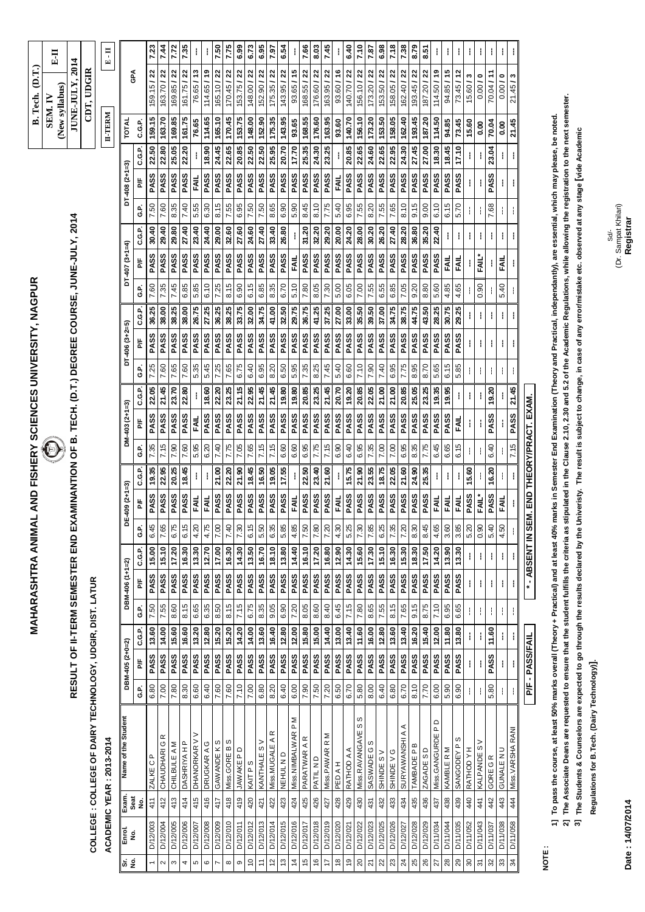# MAHARASHTRA ANIMAL AND FISHERY SCIENCES UNIVERSITY, NAGPUR

## RESULT OF II-TERM SEMESTER END EXAMINANTION OF B. TECH. (D.T.) DEGREE COURSE, JUNE-JULY, 2014

**COLLEGE : COLLEGE OF DAIRY TECHNOLOGY, UDGIR, DIST. LATUR**

**ACADEMIC YEAR : 2013-2014**

| B. Tech. (D.T.) |
|---|
| SEM. IV (New syllabus) E-II |
| JUNE-JULY, 2014 |
| CDT, UDGIR |

II-TERM | E - II

| Sr. No. | Enrol. No. | Exam. Seat No. | Name of the Student | DBM-405 (2+0=2) | | | DBM-406 (1+1=2) | | | DE-409 (2+1=3) | | | DM-403 (2+1=3) | | | DT-406 (3+2=5) | | | DT-407 (3+1=4) | | | DT-408 (2+1=3) | | | TOTAL | GPA |
|---|---|---|---|---|---|---|---|---|---|---|---|---|---|---|---|---|---|---|---|---|---|---|---|---|---|---|
| | | | | G.P. | P/F | C.G.P. | G.P. | P/F | C.G.P. | G.P. | P/F | C.G.P. | G.P. | P/F | C.G.P. | G.P. | P/F | C.G.P. | G.P. | P/F | C.G.P. | G.P. | P/F | C.G.P. | C.G.P. | |
| 1 | D/12/003 | 411 | ZALKE C P | 6.80 | PASS | 13.60 | 7.50 | PASS | 15.00 | 6.45 | PASS | 19.35 | 7.35 | PASS | 22.05 | 7.25 | PASS | 36.25 | 7.60 | PASS | 30.40 | 7.50 | PASS | 22.50 | 159.15 | 159.15 / 22 7.23 |
| 2 | D/12/004 | 412 | CHAUDHARI G R | 7.00 | PASS | 14.00 | 7.55 | PASS | 15.10 | 7.65 | PASS | 22.95 | 7.15 | PASS | 21.45 | 7.60 | PASS | 38.00 | 7.35 | PASS | 29.40 | 7.60 | PASS | 22.80 | 163.70 | 163.70 / 22 7.44 |
| 3 | D/12/005 | 413 | CHILBULE A M | 7.80 | PASS | 15.60 | 8.60 | PASS | 17.20 | 6.75 | PASS | 20.25 | 7.90 | PASS | 23.70 | 7.65 | PASS | 38.25 | 7.45 | PASS | 29.80 | 8.35 | PASS | 25.05 | 169.85 | 169.85 / 22 7.72 |
| 4 | D/12/006 | 414 | DASHRIYA H P | 8.30 | PASS | 16.60 | 8.15 | PASS | 16.30 | 6.15 | PASS | 18.45 | 7.60 | PASS | 22.80 | 7.60 | PASS | 38.00 | 6.85 | PASS | 27.40 | 7.40 | PASS | 22.20 | 161.75 | 161.75 / 22 7.35 |
| 5 | D/12/007 | 415 | DHANORKAR V V | 6.60 | PASS | 13.20 | 6.65 | PASS | 13.30 | 4.20 | FAIL | --- | 5.95 | FAIL | --- | 5.35 | PASS | 26.75 | 5.85 | PASS | 23.40 | 5.55 | FAIL | --- | 76.65 | 76.65 / 13 --- |
| 6 | D/12/008 | 416 | DRUGKAR A G | 6.40 | PASS | 12.80 | 6.35 | PASS | 12.70 | 4.75 | FAIL | --- | 6.20 | PASS | 18.60 | 5.45 | PASS | 27.25 | 6.10 | PASS | 24.40 | 6.30 | PASS | 18.90 | 114.65 | 114.65 / 19 --- |
| 7 | D/12/009 | 417 | GAWANDE K S | 7.60 | PASS | 15.20 | 8.50 | PASS | 17.00 | 7.00 | PASS | 21.00 | 7.40 | PASS | 22.20 | 7.25 | PASS | 36.25 | 7.25 | PASS | 29.00 | 8.15 | PASS | 24.45 | 165.10 | 165.10 / 22 7.50 |
| 8 | D/12/010 | 418 | Miss.GORE B S | 7.60 | PASS | 15.20 | 8.15 | PASS | 16.30 | 7.40 | PASS | 22.20 | 7.75 | PASS | 23.25 | 7.65 | PASS | 38.25 | 8.15 | PASS | 32.60 | 7.55 | PASS | 22.65 | 170.45 | 170.45 / 22 7.75 |
| 9 | D/12/011 | 419 | JAWAKE P D | 7.10 | PASS | 14.20 | 7.15 | PASS | 14.30 | 7.30 | PASS | 21.90 | 7.05 | PASS | 21.15 | 6.75 | PASS | 33.75 | 6.90 | PASS | 27.60 | 6.95 | PASS | 20.85 | 153.75 | 153.75 / 22 6.99 |
| 10 | D/12/012 | 420 | KAIT P S | 7.00 | PASS | 14.00 | 6.75 | PASS | 13.50 | 6.15 | PASS | 18.45 | 7.65 | PASS | 22.95 | 6.40 | PASS | 32.00 | 6.15 | PASS | 24.60 | 7.50 | PASS | 22.50 | 148.00 | 148.00 / 22 6.73 |
| 11 | D/12/013 | 421 | KANTHALE S V | 6.80 | PASS | 13.60 | 8.35 | PASS | 16.70 | 5.50 | PASS | 16.50 | 7.15 | PASS | 21.45 | 6.95 | PASS | 34.75 | 6.85 | PASS | 27.40 | 7.50 | PASS | 22.50 | 152.90 | 152.90 / 22 6.95 |
| 12 | D/12/014 | 422 | Miss.MUGALE A R | 8.20 | PASS | 16.40 | 9.05 | PASS | 18.10 | 6.35 | PASS | 19.05 | 7.15 | PASS | 21.45 | 8.20 | PASS | 41.00 | 8.35 | PASS | 33.40 | 8.65 | PASS | 25.95 | 175.35 | 175.35 / 22 7.97 |
| 13 | D/12/015 | 423 | NEHUL N D | 6.40 | PASS | 12.80 | 6.90 | PASS | 13.80 | 5.85 | PASS | 17.55 | 6.60 | PASS | 19.80 | 6.50 | PASS | 32.50 | 6.70 | PASS | 26.80 | 6.90 | PASS | 20.70 | 143.95 | 143.95 / 22 6.54 |
| 14 | D/12/016 | 424 | Miss.NIMBALWAR P M | 6.00 | PASS | 12.00 | 7.20 | PASS | 14.40 | 4.85 | FAIL | --- | 6.60 | PASS | 19.80 | 5.95 | PASS | 29.75 | 5.10 | FAIL | --- | 5.90 | PASS | 17.70 | 93.65 | 93.65 / 15 --- |
| 15 | D/12/017 | 425 | PARATWAR A R | 7.90 | PASS | 15.80 | 8.05 | PASS | 16.10 | 7.50 | PASS | 22.50 | 6.95 | PASS | 20.85 | 7.35 | PASS | 36.75 | 7.80 | PASS | 31.20 | 8.45 | PASS | 25.35 | 168.55 | 168.55 / 22 7.66 |
| 16 | D/12/018 | 426 | PATIL N D | 7.50 | PASS | 15.00 | 8.60 | PASS | 17.20 | 7.80 | PASS | 23.40 | 7.75 | PASS | 23.25 | 8.25 | PASS | 41.25 | 8.05 | PASS | 32.20 | 8.10 | PASS | 24.30 | 176.60 | 176.60 / 22 8.03 |
| 17 | D/12/019 | 427 | Miss.PAWAR R M | 7.20 | PASS | 14.40 | 8.40 | PASS | 16.80 | 7.20 | PASS | 21.60 | 7.15 | PASS | 21.45 | 7.45 | PASS | 37.25 | 7.30 | PASS | 29.20 | 7.75 | PASS | 23.25 | 163.95 | 163.95 / 22 7.45 |
| 18 | D/12/020 | 428 | PED A H | 6.50 | PASS | 13.00 | 6.45 | PASS | 12.90 | 4.30 | FAIL | --- | 6.90 | PASS | 20.70 | 5.40 | PASS | 27.00 | 5.00 | PASS | 20.00 | 5.40 | FAIL | --- | 93.60 | 93.60 / 16 --- |
| 19 | D/12/021 | 429 | RATHOD A A | 6.70 | PASS | 13.40 | 7.15 | PASS | 14.30 | 5.25 | PASS | 15.75 | 6.40 | PASS | 19.20 | 6.60 | PASS | 33.00 | 6.05 | PASS | 24.20 | 6.95 | PASS | 20.85 | 140.70 | 140.70 / 22 6.40 |
| 20 | D/12/022 | 430 | Miss.RAVANGAVE S S | 5.80 | PASS | 11.60 | 7.80 | PASS | 15.60 | 7.30 | PASS | 21.90 | 6.95 | PASS | 20.85 | 7.10 | PASS | 35.50 | 7.00 | PASS | 28.00 | 7.55 | PASS | 22.65 | 156.10 | 156.10 / 22 7.10 |
| 21 | D/12/023 | 431 | SASWADE G S | 8.00 | PASS | 16.00 | 8.65 | PASS | 17.30 | 7.85 | PASS | 23.55 | 7.35 | PASS | 22.05 | 7.90 | PASS | 39.50 | 7.55 | PASS | 30.20 | 8.20 | PASS | 24.60 | 173.20 | 173.20 / 22 7.87 |
| 22 | D/12/025 | 432 | SHINDE S V | 6.40 | PASS | 12.80 | 7.55 | PASS | 15.10 | 6.25 | PASS | 18.75 | 7.00 | PASS | 21.00 | 7.40 | PASS | 37.00 | 6.55 | PASS | 26.20 | 7.55 | PASS | 22.65 | 153.50 | 153.50 / 22 6.98 |
| 23 | D/12/026 | 433 | SHINDE V G | 6.80 | PASS | 13.60 | 8.15 | PASS | 16.30 | 7.35 | PASS | 22.05 | 7.00 | PASS | 21.00 | 6.95 | PASS | 34.75 | 6.85 | PASS | 27.40 | 7.65 | PASS | 22.95 | 158.05 | 158.05 / 22 7.18 |
| 24 | D/12/027 | 434 | SURYAWANSHI A A | 6.70 | PASS | 13.40 | 7.65 | PASS | 15.30 | 7.20 | PASS | 21.60 | 6.95 | PASS | 20.85 | 7.75 | PASS | 38.75 | 7.05 | PASS | 28.20 | 8.10 | PASS | 24.30 | 162.40 | 162.40 / 22 7.38 |
| 25 | D/12/028 | 435 | TAMBADE P B | 8.10 | PASS | 16.20 | 9.15 | PASS | 18.30 | 8.30 | PASS | 24.90 | 8.35 | PASS | 25.05 | 8.95 | PASS | 44.75 | 9.20 | PASS | 36.80 | 9.15 | PASS | 27.45 | 193.45 | 193.45 / 22 8.79 |
| 26 | D/12/029 | 436 | ZAGADE S D | 7.70 | PASS | 15.40 | 8.75 | PASS | 17.50 | 8.45 | PASS | 25.35 | 7.75 | PASS | 23.25 | 8.70 | PASS | 43.50 | 8.80 | PASS | 35.20 | 9.00 | PASS | 27.00 | 187.20 | 187.20 / 22 8.51 |
| 27 | D/11/034 | 437 | Miss.GANGURDE P D | 6.00 | PASS | 12.00 | 7.10 | PASS | 14.20 | 4.65 | FAIL | --- | 6.45 | PASS | 19.35 | 5.65 | PASS | 28.25 | 5.60 | PASS | 22.40 | 6.10 | PASS | 18.30 | 114.50 | 114.50 / 19 --- |
| 28 | D/11/044 | 438 | KAMBLE R M | 5.90 | PASS | 11.80 | 6.95 | PASS | 13.90 | 3.60 | FAIL | --- | 6.65 | PASS | 19.95 | 6.15 | PASS | 30.75 | 4.85 | FAIL | --- | 6.15 | PASS | 18.45 | 94.85 | 94.85 / 15 --- |
| 29 | D/11/035 | 439 | SANGODEY P S | 6.90 | PASS | 13.80 | 6.65 | PASS | 13.30 | 3.85 | FAIL | --- | 6.15 | FAIL | --- | 5.85 | PASS | 29.25 | 4.65 | FAIL | --- | 5.70 | PASS | 17.10 | 73.45 | 73.45 / 12 --- |
| 30 | D/11/052 | 440 | RATHOD Y H | --- | --- | --- | --- | --- | --- | 5.20 | PASS | 15.60 | --- | --- | --- | --- | --- | --- | --- | --- | --- | --- | --- | --- | 15.60 | 15.60 / 3 --- |
| 31 | D/11/043 | 441 | KALPANDE S V | --- | --- | --- | --- | --- | --- | 0.90 | FAIL* | --- | --- | --- | --- | --- | --- | --- | 0.90 | FAIL* | --- | --- | --- | --- | 0.00 | 0.00 / 0 --- |
| 32 | D/11/037 | 442 | GORE G R | 5.80 | PASS | 11.60 | --- | --- | --- | 5.40 | PASS | 16.20 | 6.40 | PASS | 19.20 | --- | --- | --- | --- | --- | --- | 7.68 | PASS | 23.04 | 70.04 | 70.04 / 11 --- |
| 33 | D/11/038 | 443 | GUNALE N U | --- | --- | --- | --- | --- | --- | 4.50 | FAIL | --- | --- | --- | --- | --- | --- | --- | 5.40 | FAIL | --- | --- | --- | --- | 0.00 | 0.00 / 0 --- |
| 34 | D/11/058 | 444 | Miss.VARSHA RANI | --- | --- | --- | --- | --- | --- | --- | --- | --- | 7.15 | PASS | 21.45 | --- | --- | --- | --- | --- | --- | --- | --- | --- | 21.45 | 21.45 / 3 --- |

P/F - PASS/FAIL | * - ABSENT IN SEM. END THEORY/PRACT. EXAM.

**NOTE :**

1] To pass the course, at least 50% marks overall (Theory + Practical) and at least 40% marks in Semester End Examination (Theory and Practical, independantly), are essential, which may please, be noted.

2] The Associate Deans are requested to ensure that the student fulfills the criteria as stipulated in the Clause 2.10, 2.30 and 5.2 of the Academic Regulations, while allowing the registration to the next semester.

3] The Students & Counselors are expected to go through the results declared by the Univeristy. The result is subject to change, in case of any error/mistake etc. observed at any stage [vide Academic Regulations for B.Tech. (Dairy Technology)].

**Date : 14/07/2014**

Sd/-
(Dr. Sampat Khilari)
**Registrar**